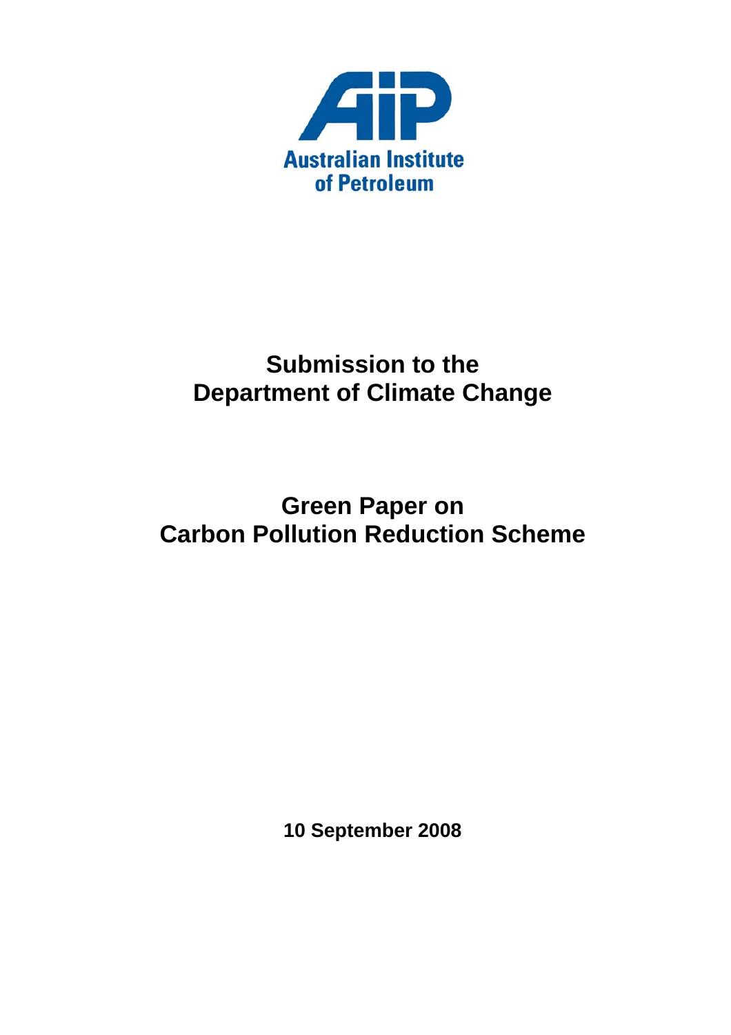Australian Institute of Petroleum

# Submission to the Department of Climate Change

# Green Paper on Carbon Pollution Reduction Scheme

**10 September 2008**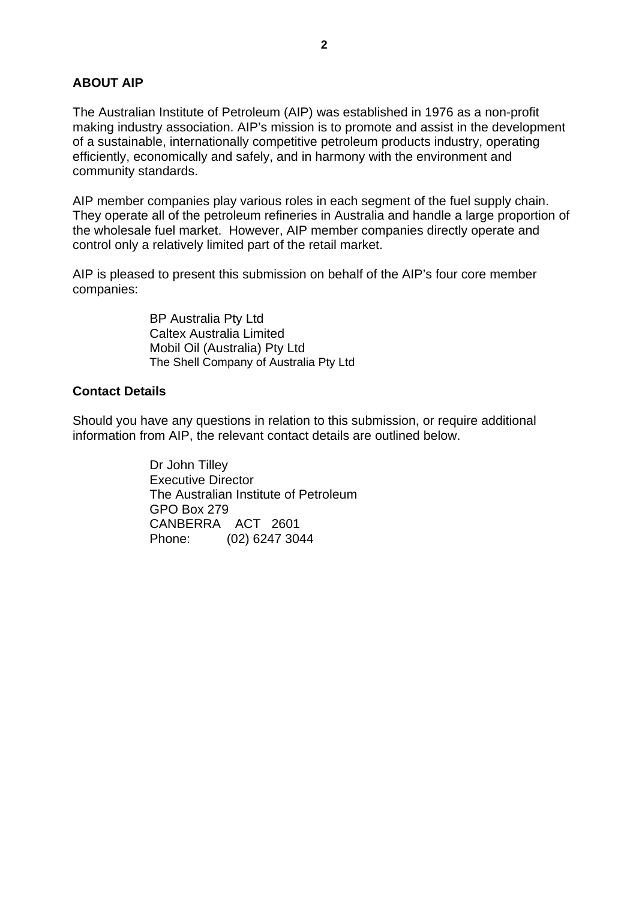## ABOUT AIP

The Australian Institute of Petroleum (AIP) was established in 1976 as a non-profit making industry association. AIP's mission is to promote and assist in the development of a sustainable, internationally competitive petroleum products industry, operating efficiently, economically and safely, and in harmony with the environment and community standards.

AIP member companies play various roles in each segment of the fuel supply chain. They operate all of the petroleum refineries in Australia and handle a large proportion of the wholesale fuel market. However, AIP member companies directly operate and control only a relatively limited part of the retail market.

AIP is pleased to present this submission on behalf of the AIP's four core member companies:

BP Australia Pty Ltd
Caltex Australia Limited
Mobil Oil (Australia) Pty Ltd
The Shell Company of Australia Pty Ltd

## Contact Details

Should you have any questions in relation to this submission, or require additional information from AIP, the relevant contact details are outlined below.

Dr John Tilley
Executive Director
The Australian Institute of Petroleum
GPO Box 279
CANBERRA ACT 2601
Phone: (02) 6247 3044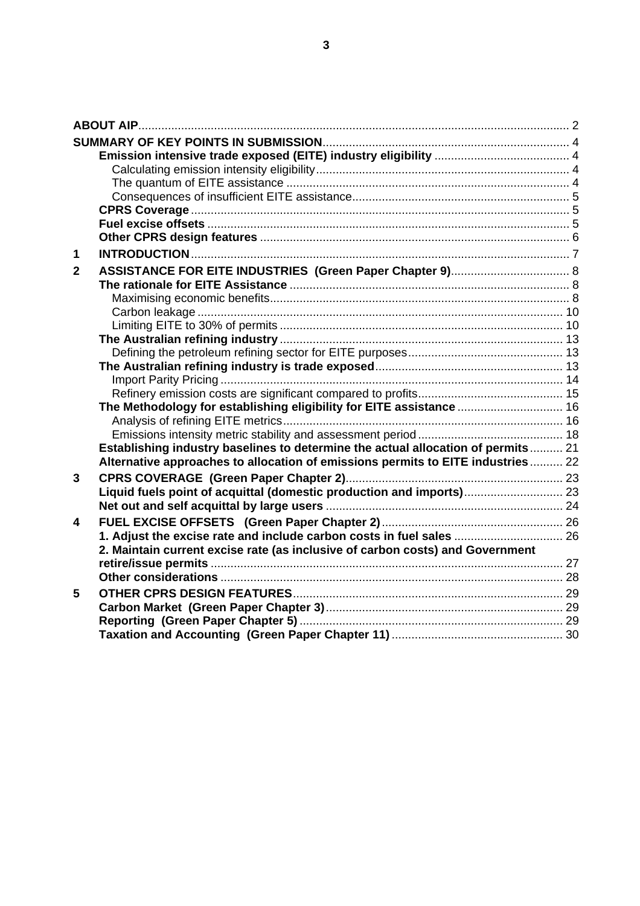| | | |
|---|---|---|
| **ABOUT AIP** | | 2 |
| **SUMMARY OF KEY POINTS IN SUBMISSION** | | 4 |
| | **Emission intensive trade exposed (EITE) industry eligibility** | 4 |
| | Calculating emission intensity eligibility | 4 |
| | The quantum of EITE assistance | 4 |
| | Consequences of insufficient EITE assistance | 5 |
| | **CPRS Coverage** | 5 |
| | **Fuel excise offsets** | 5 |
| | **Other CPRS design features** | 6 |
| **1** | **INTRODUCTION** | 7 |
| **2** | **ASSISTANCE FOR EITE INDUSTRIES (Green Paper Chapter 9)** | 8 |
| | **The rationale for EITE Assistance** | 8 |
| | Maximising economic benefits | 8 |
| | Carbon leakage | 10 |
| | Limiting EITE to 30% of permits | 10 |
| | **The Australian refining industry** | 13 |
| | Defining the petroleum refining sector for EITE purposes | 13 |
| | **The Australian refining industry is trade exposed** | 13 |
| | Import Parity Pricing | 14 |
| | Refinery emission costs are significant compared to profits | 15 |
| | **The Methodology for establishing eligibility for EITE assistance** | 16 |
| | Analysis of refining EITE metrics | 16 |
| | Emissions intensity metric stability and assessment period | 18 |
| | **Establishing industry baselines to determine the actual allocation of permits** | 21 |
| | **Alternative approaches to allocation of emissions permits to EITE industries** | 22 |
| **3** | **CPRS COVERAGE (Green Paper Chapter 2)** | 23 |
| | **Liquid fuels point of acquittal (domestic production and imports)** | 23 |
| | **Net out and self acquittal by large users** | 24 |
| **4** | **FUEL EXCISE OFFSETS (Green Paper Chapter 2)** | 26 |
| | **1. Adjust the excise rate and include carbon costs in fuel sales** | 26 |
| | **2. Maintain current excise rate (as inclusive of carbon costs) and Government retire/issue permits** | 27 |
| | **Other considerations** | 28 |
| **5** | **OTHER CPRS DESIGN FEATURES** | 29 |
| | **Carbon Market (Green Paper Chapter 3)** | 29 |
| | **Reporting (Green Paper Chapter 5)** | 29 |
| | **Taxation and Accounting (Green Paper Chapter 11)** | 30 |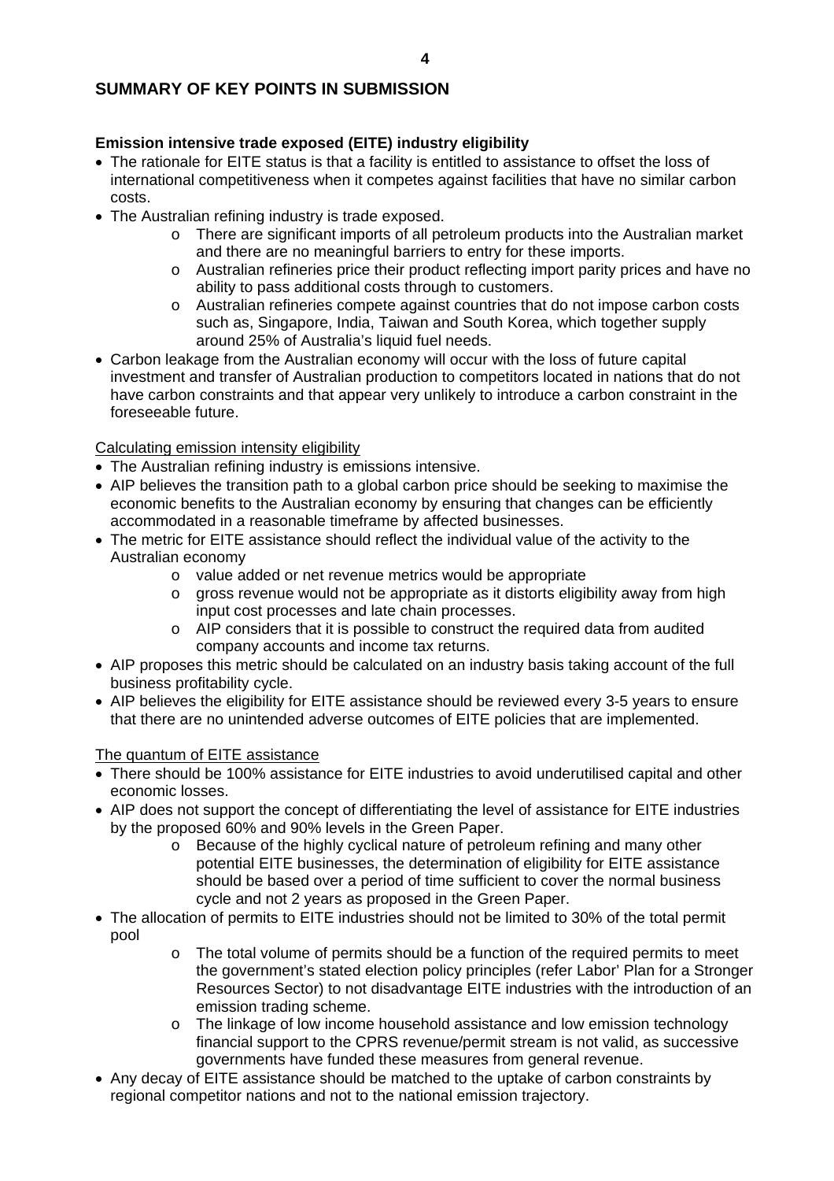## SUMMARY OF KEY POINTS IN SUBMISSION

### Emission intensive trade exposed (EITE) industry eligibility

- The rationale for EITE status is that a facility is entitled to assistance to offset the loss of international competitiveness when it competes against facilities that have no similar carbon costs.
- The Australian refining industry is trade exposed.
  - There are significant imports of all petroleum products into the Australian market and there are no meaningful barriers to entry for these imports.
  - Australian refineries price their product reflecting import parity prices and have no ability to pass additional costs through to customers.
  - Australian refineries compete against countries that do not impose carbon costs such as, Singapore, India, Taiwan and South Korea, which together supply around 25% of Australia's liquid fuel needs.
- Carbon leakage from the Australian economy will occur with the loss of future capital investment and transfer of Australian production to competitors located in nations that do not have carbon constraints and that appear very unlikely to introduce a carbon constraint in the foreseeable future.

Calculating emission intensity eligibility

- The Australian refining industry is emissions intensive.
- AIP believes the transition path to a global carbon price should be seeking to maximise the economic benefits to the Australian economy by ensuring that changes can be efficiently accommodated in a reasonable timeframe by affected businesses.
- The metric for EITE assistance should reflect the individual value of the activity to the Australian economy
  - value added or net revenue metrics would be appropriate
  - gross revenue would not be appropriate as it distorts eligibility away from high input cost processes and late chain processes.
  - AIP considers that it is possible to construct the required data from audited company accounts and income tax returns.
- AIP proposes this metric should be calculated on an industry basis taking account of the full business profitability cycle.
- AIP believes the eligibility for EITE assistance should be reviewed every 3-5 years to ensure that there are no unintended adverse outcomes of EITE policies that are implemented.

The quantum of EITE assistance

- There should be 100% assistance for EITE industries to avoid underutilised capital and other economic losses.
- AIP does not support the concept of differentiating the level of assistance for EITE industries by the proposed 60% and 90% levels in the Green Paper.
  - Because of the highly cyclical nature of petroleum refining and many other potential EITE businesses, the determination of eligibility for EITE assistance should be based over a period of time sufficient to cover the normal business cycle and not 2 years as proposed in the Green Paper.
- The allocation of permits to EITE industries should not be limited to 30% of the total permit pool
  - The total volume of permits should be a function of the required permits to meet the government's stated election policy principles (refer Labor' Plan for a Stronger Resources Sector) to not disadvantage EITE industries with the introduction of an emission trading scheme.
  - The linkage of low income household assistance and low emission technology financial support to the CPRS revenue/permit stream is not valid, as successive governments have funded these measures from general revenue.
- Any decay of EITE assistance should be matched to the uptake of carbon constraints by regional competitor nations and not to the national emission trajectory.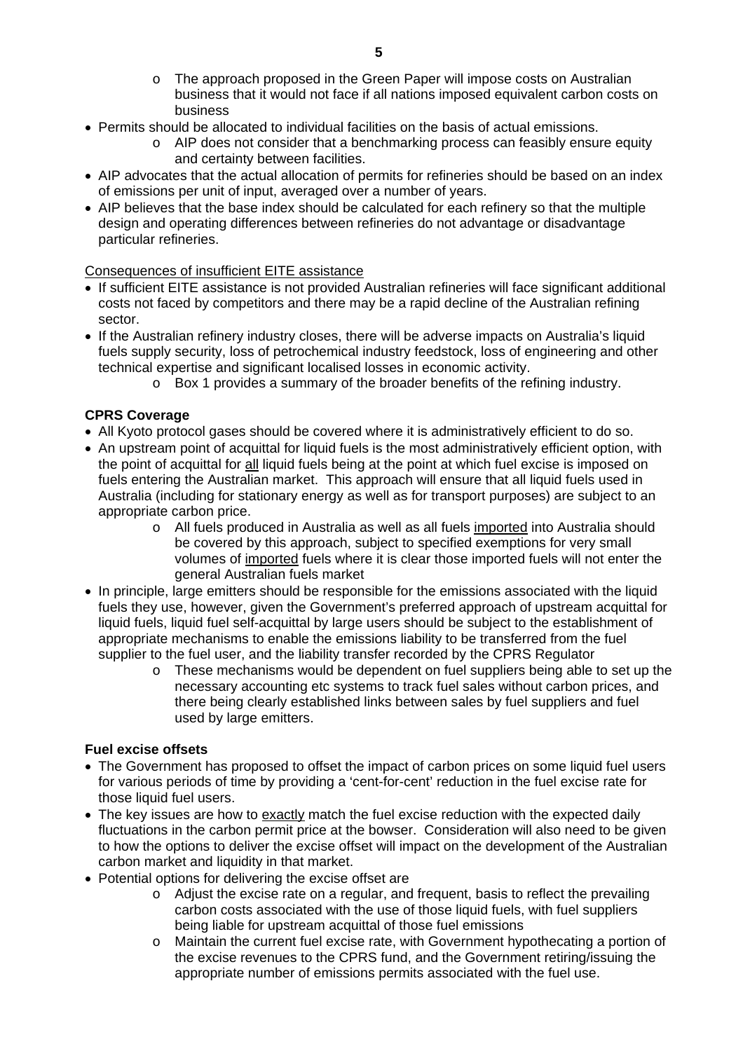- The approach proposed in the Green Paper will impose costs on Australian business that it would not face if all nations imposed equivalent carbon costs on business
- Permits should be allocated to individual facilities on the basis of actual emissions.
  - AIP does not consider that a benchmarking process can feasibly ensure equity and certainty between facilities.
- AIP advocates that the actual allocation of permits for refineries should be based on an index of emissions per unit of input, averaged over a number of years.
- AIP believes that the base index should be calculated for each refinery so that the multiple design and operating differences between refineries do not advantage or disadvantage particular refineries.

Consequences of insufficient EITE assistance

- If sufficient EITE assistance is not provided Australian refineries will face significant additional costs not faced by competitors and there may be a rapid decline of the Australian refining sector.
- If the Australian refinery industry closes, there will be adverse impacts on Australia's liquid fuels supply security, loss of petrochemical industry feedstock, loss of engineering and other technical expertise and significant localised losses in economic activity.
  - Box 1 provides a summary of the broader benefits of the refining industry.

**CPRS Coverage**

- All Kyoto protocol gases should be covered where it is administratively efficient to do so.
- An upstream point of acquittal for liquid fuels is the most administratively efficient option, with the point of acquittal for all liquid fuels being at the point at which fuel excise is imposed on fuels entering the Australian market. This approach will ensure that all liquid fuels used in Australia (including for stationary energy as well as for transport purposes) are subject to an appropriate carbon price.
  - All fuels produced in Australia as well as all fuels imported into Australia should be covered by this approach, subject to specified exemptions for very small volumes of imported fuels where it is clear those imported fuels will not enter the general Australian fuels market
- In principle, large emitters should be responsible for the emissions associated with the liquid fuels they use, however, given the Government's preferred approach of upstream acquittal for liquid fuels, liquid fuel self-acquittal by large users should be subject to the establishment of appropriate mechanisms to enable the emissions liability to be transferred from the fuel supplier to the fuel user, and the liability transfer recorded by the CPRS Regulator
  - These mechanisms would be dependent on fuel suppliers being able to set up the necessary accounting etc systems to track fuel sales without carbon prices, and there being clearly established links between sales by fuel suppliers and fuel used by large emitters.

**Fuel excise offsets**

- The Government has proposed to offset the impact of carbon prices on some liquid fuel users for various periods of time by providing a 'cent-for-cent' reduction in the fuel excise rate for those liquid fuel users.
- The key issues are how to exactly match the fuel excise reduction with the expected daily fluctuations in the carbon permit price at the bowser. Consideration will also need to be given to how the options to deliver the excise offset will impact on the development of the Australian carbon market and liquidity in that market.
- Potential options for delivering the excise offset are
  - Adjust the excise rate on a regular, and frequent, basis to reflect the prevailing carbon costs associated with the use of those liquid fuels, with fuel suppliers being liable for upstream acquittal of those fuel emissions
  - Maintain the current fuel excise rate, with Government hypothecating a portion of the excise revenues to the CPRS fund, and the Government retiring/issuing the appropriate number of emissions permits associated with the fuel use.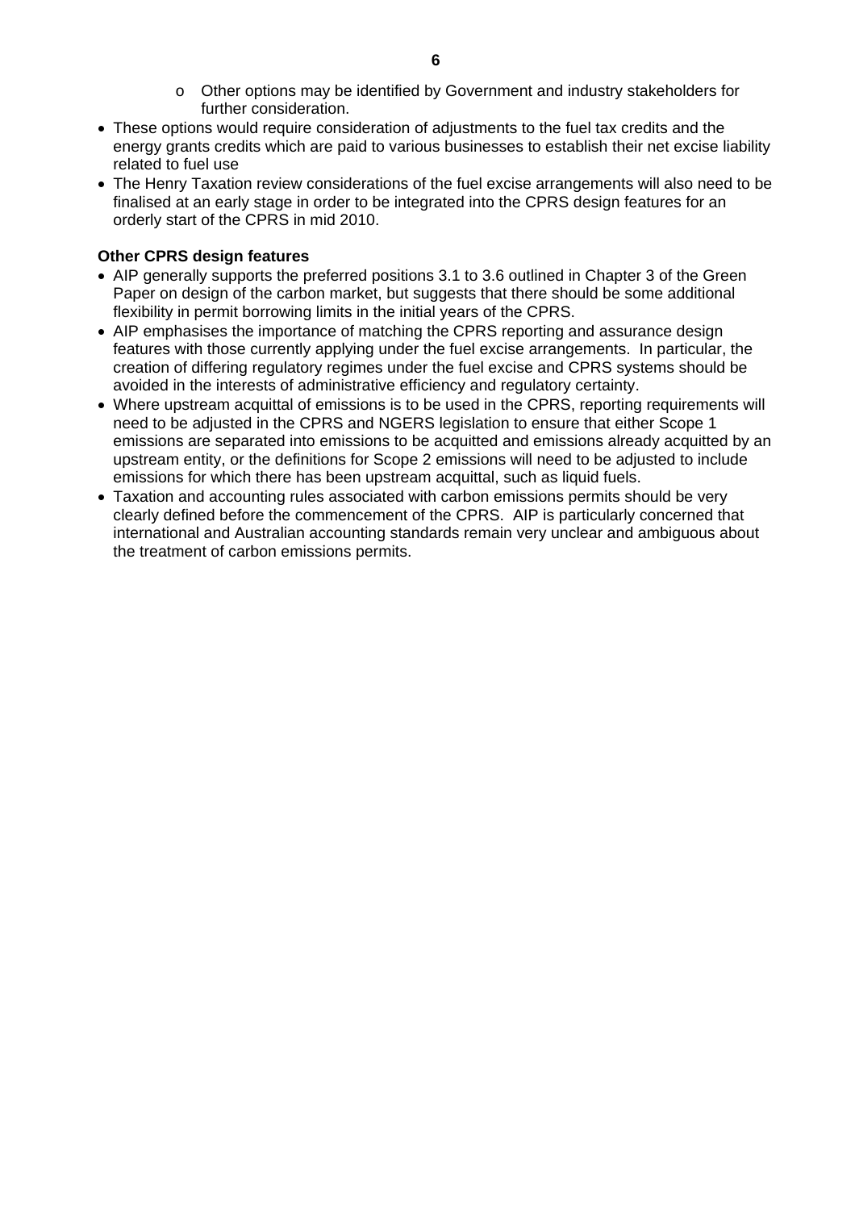- Other options may be identified by Government and industry stakeholders for further consideration.
- These options would require consideration of adjustments to the fuel tax credits and the energy grants credits which are paid to various businesses to establish their net excise liability related to fuel use
- The Henry Taxation review considerations of the fuel excise arrangements will also need to be finalised at an early stage in order to be integrated into the CPRS design features for an orderly start of the CPRS in mid 2010.

**Other CPRS design features**

- AIP generally supports the preferred positions 3.1 to 3.6 outlined in Chapter 3 of the Green Paper on design of the carbon market, but suggests that there should be some additional flexibility in permit borrowing limits in the initial years of the CPRS.
- AIP emphasises the importance of matching the CPRS reporting and assurance design features with those currently applying under the fuel excise arrangements. In particular, the creation of differing regulatory regimes under the fuel excise and CPRS systems should be avoided in the interests of administrative efficiency and regulatory certainty.
- Where upstream acquittal of emissions is to be used in the CPRS, reporting requirements will need to be adjusted in the CPRS and NGERS legislation to ensure that either Scope 1 emissions are separated into emissions to be acquitted and emissions already acquitted by an upstream entity, or the definitions for Scope 2 emissions will need to be adjusted to include emissions for which there has been upstream acquittal, such as liquid fuels.
- Taxation and accounting rules associated with carbon emissions permits should be very clearly defined before the commencement of the CPRS. AIP is particularly concerned that international and Australian accounting standards remain very unclear and ambiguous about the treatment of carbon emissions permits.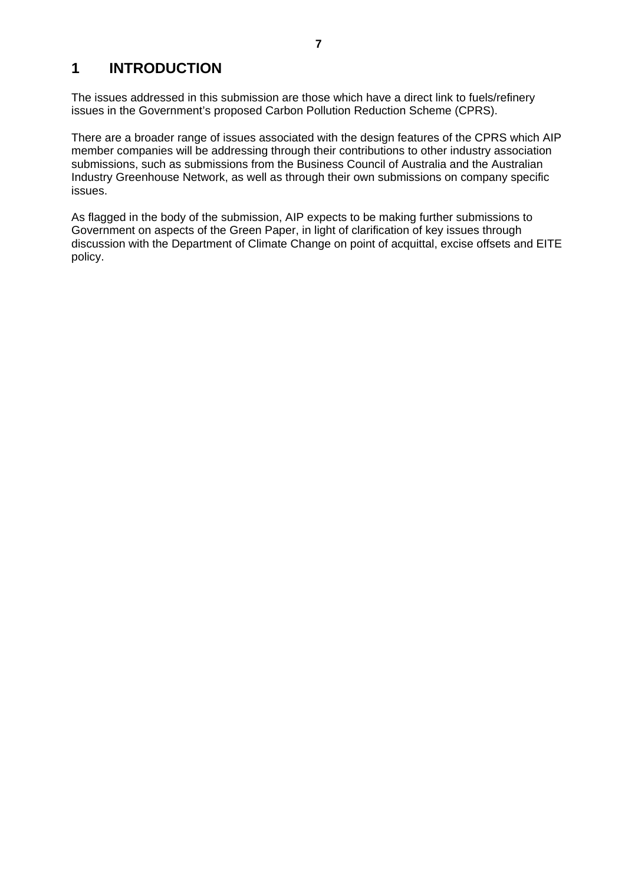# 1 INTRODUCTION

The issues addressed in this submission are those which have a direct link to fuels/refinery issues in the Government's proposed Carbon Pollution Reduction Scheme (CPRS).

There are a broader range of issues associated with the design features of the CPRS which AIP member companies will be addressing through their contributions to other industry association submissions, such as submissions from the Business Council of Australia and the Australian Industry Greenhouse Network, as well as through their own submissions on company specific issues.

As flagged in the body of the submission, AIP expects to be making further submissions to Government on aspects of the Green Paper, in light of clarification of key issues through discussion with the Department of Climate Change on point of acquittal, excise offsets and EITE policy.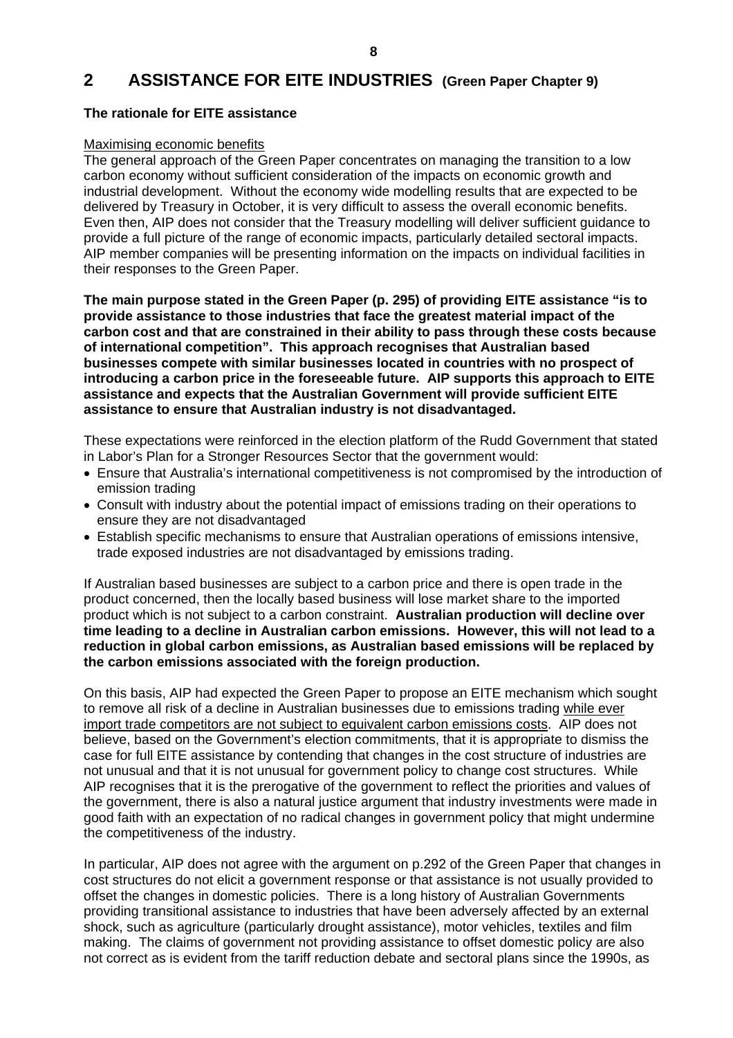## 2 ASSISTANCE FOR EITE INDUSTRIES (Green Paper Chapter 9)

**The rationale for EITE assistance**

Maximising economic benefits

The general approach of the Green Paper concentrates on managing the transition to a low carbon economy without sufficient consideration of the impacts on economic growth and industrial development. Without the economy wide modelling results that are expected to be delivered by Treasury in October, it is very difficult to assess the overall economic benefits. Even then, AIP does not consider that the Treasury modelling will deliver sufficient guidance to provide a full picture of the range of economic impacts, particularly detailed sectoral impacts. AIP member companies will be presenting information on the impacts on individual facilities in their responses to the Green Paper.

**The main purpose stated in the Green Paper (p. 295) of providing EITE assistance "is to provide assistance to those industries that face the greatest material impact of the carbon cost and that are constrained in their ability to pass through these costs because of international competition". This approach recognises that Australian based businesses compete with similar businesses located in countries with no prospect of introducing a carbon price in the foreseeable future. AIP supports this approach to EITE assistance and expects that the Australian Government will provide sufficient EITE assistance to ensure that Australian industry is not disadvantaged.**

These expectations were reinforced in the election platform of the Rudd Government that stated in Labor's Plan for a Stronger Resources Sector that the government would:

- Ensure that Australia's international competitiveness is not compromised by the introduction of emission trading
- Consult with industry about the potential impact of emissions trading on their operations to ensure they are not disadvantaged
- Establish specific mechanisms to ensure that Australian operations of emissions intensive, trade exposed industries are not disadvantaged by emissions trading.

If Australian based businesses are subject to a carbon price and there is open trade in the product concerned, then the locally based business will lose market share to the imported product which is not subject to a carbon constraint. **Australian production will decline over time leading to a decline in Australian carbon emissions. However, this will not lead to a reduction in global carbon emissions, as Australian based emissions will be replaced by the carbon emissions associated with the foreign production.**

On this basis, AIP had expected the Green Paper to propose an EITE mechanism which sought to remove all risk of a decline in Australian businesses due to emissions trading while ever import trade competitors are not subject to equivalent carbon emissions costs. AIP does not believe, based on the Government's election commitments, that it is appropriate to dismiss the case for full EITE assistance by contending that changes in the cost structure of industries are not unusual and that it is not unusual for government policy to change cost structures. While AIP recognises that it is the prerogative of the government to reflect the priorities and values of the government, there is also a natural justice argument that industry investments were made in good faith with an expectation of no radical changes in government policy that might undermine the competitiveness of the industry.

In particular, AIP does not agree with the argument on p.292 of the Green Paper that changes in cost structures do not elicit a government response or that assistance is not usually provided to offset the changes in domestic policies. There is a long history of Australian Governments providing transitional assistance to industries that have been adversely affected by an external shock, such as agriculture (particularly drought assistance), motor vehicles, textiles and film making. The claims of government not providing assistance to offset domestic policy are also not correct as is evident from the tariff reduction debate and sectoral plans since the 1990s, as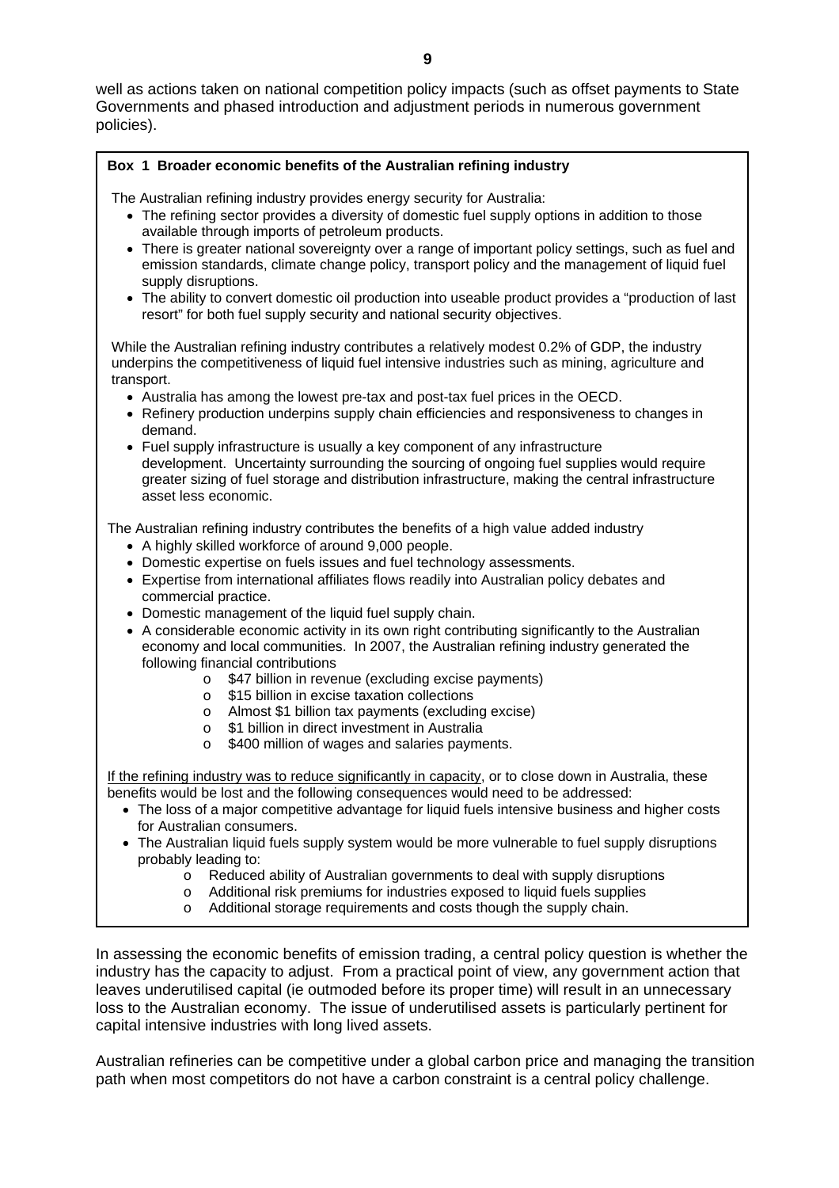well as actions taken on national competition policy impacts (such as offset payments to State Governments and phased introduction and adjustment periods in numerous government policies).

**Box 1 Broader economic benefits of the Australian refining industry**

The Australian refining industry provides energy security for Australia:

- The refining sector provides a diversity of domestic fuel supply options in addition to those available through imports of petroleum products.
- There is greater national sovereignty over a range of important policy settings, such as fuel and emission standards, climate change policy, transport policy and the management of liquid fuel supply disruptions.
- The ability to convert domestic oil production into useable product provides a "production of last resort" for both fuel supply security and national security objectives.

While the Australian refining industry contributes a relatively modest 0.2% of GDP, the industry underpins the competitiveness of liquid fuel intensive industries such as mining, agriculture and transport.

- Australia has among the lowest pre-tax and post-tax fuel prices in the OECD.
- Refinery production underpins supply chain efficiencies and responsiveness to changes in demand.
- Fuel supply infrastructure is usually a key component of any infrastructure development. Uncertainty surrounding the sourcing of ongoing fuel supplies would require greater sizing of fuel storage and distribution infrastructure, making the central infrastructure asset less economic.

The Australian refining industry contributes the benefits of a high value added industry

- A highly skilled workforce of around 9,000 people.
- Domestic expertise on fuels issues and fuel technology assessments.
- Expertise from international affiliates flows readily into Australian policy debates and commercial practice.
- Domestic management of the liquid fuel supply chain.
- A considerable economic activity in its own right contributing significantly to the Australian economy and local communities. In 2007, the Australian refining industry generated the following financial contributions
  - $47 billion in revenue (excluding excise payments)
  - $15 billion in excise taxation collections
  - Almost $1 billion tax payments (excluding excise)
  - $1 billion in direct investment in Australia
  - $400 million of wages and salaries payments.

<u>If the refining industry was to reduce significantly in capacity</u>, or to close down in Australia, these benefits would be lost and the following consequences would need to be addressed:

- The loss of a major competitive advantage for liquid fuels intensive business and higher costs for Australian consumers.
- The Australian liquid fuels supply system would be more vulnerable to fuel supply disruptions probably leading to:
  - Reduced ability of Australian governments to deal with supply disruptions
  - Additional risk premiums for industries exposed to liquid fuels supplies
  - Additional storage requirements and costs though the supply chain.

In assessing the economic benefits of emission trading, a central policy question is whether the industry has the capacity to adjust. From a practical point of view, any government action that leaves underutilised capital (ie outmoded before its proper time) will result in an unnecessary loss to the Australian economy. The issue of underutilised assets is particularly pertinent for capital intensive industries with long lived assets.

Australian refineries can be competitive under a global carbon price and managing the transition path when most competitors do not have a carbon constraint is a central policy challenge.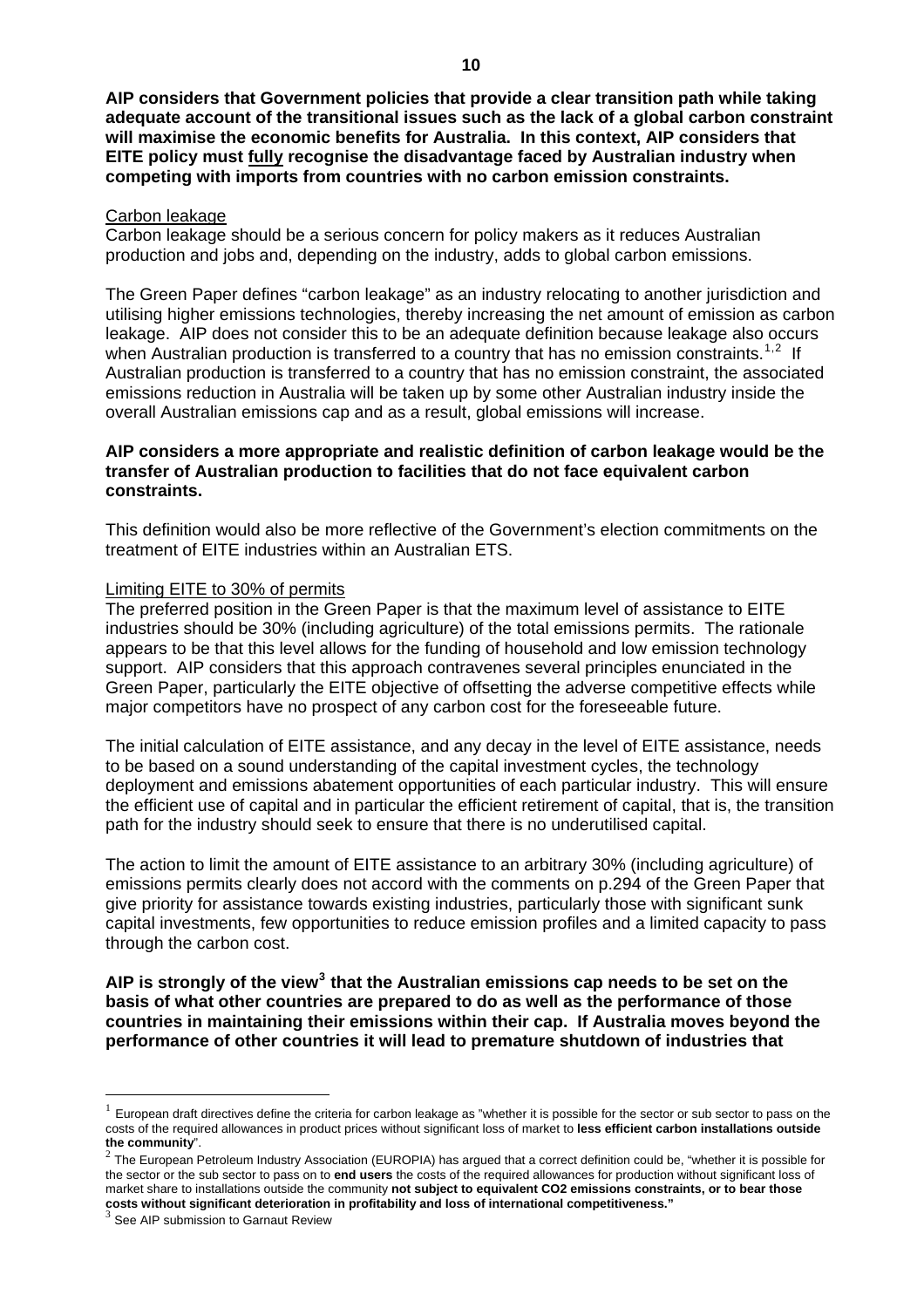**AIP considers that Government policies that provide a clear transition path while taking adequate account of the transitional issues such as the lack of a global carbon constraint will maximise the economic benefits for Australia. In this context, AIP considers that EITE policy must fully recognise the disadvantage faced by Australian industry when competing with imports from countries with no carbon emission constraints.**

Carbon leakage

Carbon leakage should be a serious concern for policy makers as it reduces Australian production and jobs and, depending on the industry, adds to global carbon emissions.

The Green Paper defines "carbon leakage" as an industry relocating to another jurisdiction and utilising higher emissions technologies, thereby increasing the net amount of emission as carbon leakage. AIP does not consider this to be an adequate definition because leakage also occurs when Australian production is transferred to a country that has no emission constraints.[1,2] If Australian production is transferred to a country that has no emission constraint, the associated emissions reduction in Australia will be taken up by some other Australian industry inside the overall Australian emissions cap and as a result, global emissions will increase.

**AIP considers a more appropriate and realistic definition of carbon leakage would be the transfer of Australian production to facilities that do not face equivalent carbon constraints.**

This definition would also be more reflective of the Government's election commitments on the treatment of EITE industries within an Australian ETS.

Limiting EITE to 30% of permits

The preferred position in the Green Paper is that the maximum level of assistance to EITE industries should be 30% (including agriculture) of the total emissions permits. The rationale appears to be that this level allows for the funding of household and low emission technology support. AIP considers that this approach contravenes several principles enunciated in the Green Paper, particularly the EITE objective of offsetting the adverse competitive effects while major competitors have no prospect of any carbon cost for the foreseeable future.

The initial calculation of EITE assistance, and any decay in the level of EITE assistance, needs to be based on a sound understanding of the capital investment cycles, the technology deployment and emissions abatement opportunities of each particular industry. This will ensure the efficient use of capital and in particular the efficient retirement of capital, that is, the transition path for the industry should seek to ensure that there is no underutilised capital.

The action to limit the amount of EITE assistance to an arbitrary 30% (including agriculture) of emissions permits clearly does not accord with the comments on p.294 of the Green Paper that give priority for assistance towards existing industries, particularly those with significant sunk capital investments, few opportunities to reduce emission profiles and a limited capacity to pass through the carbon cost.

**AIP is strongly of the view[3] that the Australian emissions cap needs to be set on the basis of what other countries are prepared to do as well as the performance of those countries in maintaining their emissions within their cap. If Australia moves beyond the performance of other countries it will lead to premature shutdown of industries that**

---

[1] European draft directives define the criteria for carbon leakage as "whether it is possible for the sector or sub sector to pass on the costs of the required allowances in product prices without significant loss of market to **less efficient carbon installations outside the community**".

[2] The European Petroleum Industry Association (EUROPIA) has argued that a correct definition could be, "whether it is possible for the sector or the sub sector to pass on to **end users** the costs of the required allowances for production without significant loss of market share to installations outside the community **not subject to equivalent CO2 emissions constraints, or to bear those costs without significant deterioration in profitability and loss of international competitiveness."**

[3] See AIP submission to Garnaut Review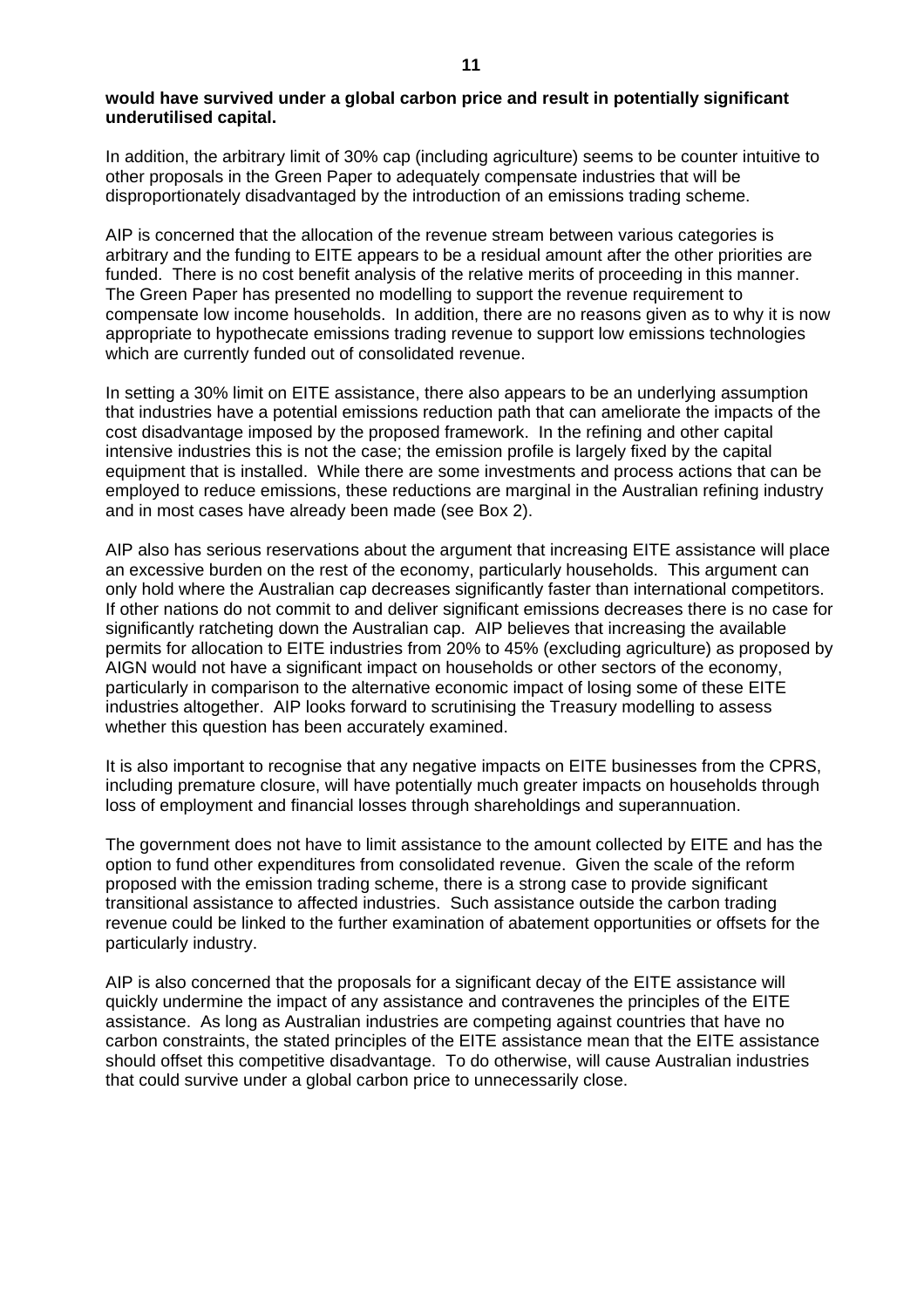**would have survived under a global carbon price and result in potentially significant underutilised capital.**

In addition, the arbitrary limit of 30% cap (including agriculture) seems to be counter intuitive to other proposals in the Green Paper to adequately compensate industries that will be disproportionately disadvantaged by the introduction of an emissions trading scheme.

AIP is concerned that the allocation of the revenue stream between various categories is arbitrary and the funding to EITE appears to be a residual amount after the other priorities are funded. There is no cost benefit analysis of the relative merits of proceeding in this manner. The Green Paper has presented no modelling to support the revenue requirement to compensate low income households. In addition, there are no reasons given as to why it is now appropriate to hypothecate emissions trading revenue to support low emissions technologies which are currently funded out of consolidated revenue.

In setting a 30% limit on EITE assistance, there also appears to be an underlying assumption that industries have a potential emissions reduction path that can ameliorate the impacts of the cost disadvantage imposed by the proposed framework. In the refining and other capital intensive industries this is not the case; the emission profile is largely fixed by the capital equipment that is installed. While there are some investments and process actions that can be employed to reduce emissions, these reductions are marginal in the Australian refining industry and in most cases have already been made (see Box 2).

AIP also has serious reservations about the argument that increasing EITE assistance will place an excessive burden on the rest of the economy, particularly households. This argument can only hold where the Australian cap decreases significantly faster than international competitors. If other nations do not commit to and deliver significant emissions decreases there is no case for significantly ratcheting down the Australian cap. AIP believes that increasing the available permits for allocation to EITE industries from 20% to 45% (excluding agriculture) as proposed by AIGN would not have a significant impact on households or other sectors of the economy, particularly in comparison to the alternative economic impact of losing some of these EITE industries altogether. AIP looks forward to scrutinising the Treasury modelling to assess whether this question has been accurately examined.

It is also important to recognise that any negative impacts on EITE businesses from the CPRS, including premature closure, will have potentially much greater impacts on households through loss of employment and financial losses through shareholdings and superannuation.

The government does not have to limit assistance to the amount collected by EITE and has the option to fund other expenditures from consolidated revenue. Given the scale of the reform proposed with the emission trading scheme, there is a strong case to provide significant transitional assistance to affected industries. Such assistance outside the carbon trading revenue could be linked to the further examination of abatement opportunities or offsets for the particularly industry.

AIP is also concerned that the proposals for a significant decay of the EITE assistance will quickly undermine the impact of any assistance and contravenes the principles of the EITE assistance. As long as Australian industries are competing against countries that have no carbon constraints, the stated principles of the EITE assistance mean that the EITE assistance should offset this competitive disadvantage. To do otherwise, will cause Australian industries that could survive under a global carbon price to unnecessarily close.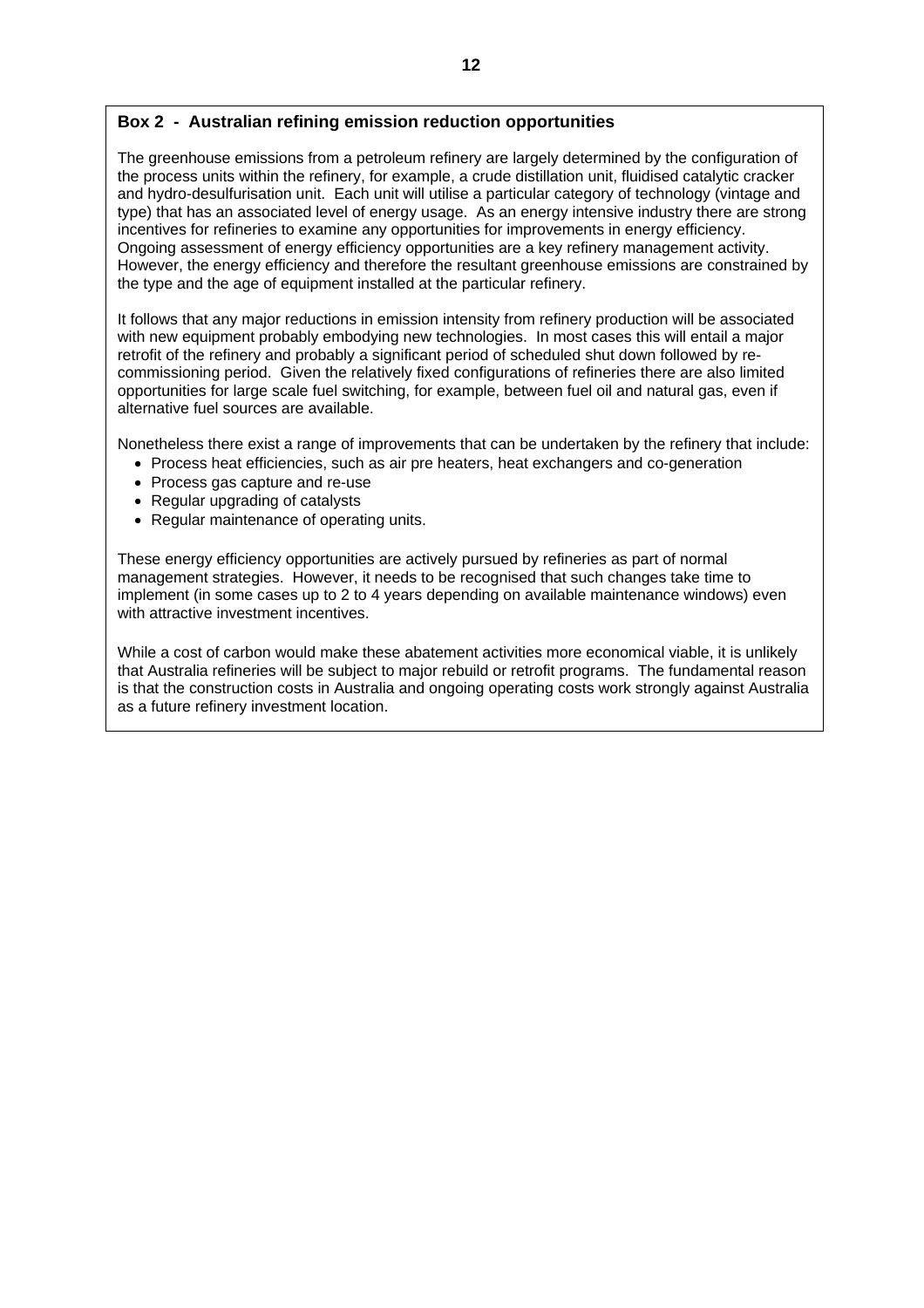## Box 2 - Australian refining emission reduction opportunities

The greenhouse emissions from a petroleum refinery are largely determined by the configuration of the process units within the refinery, for example, a crude distillation unit, fluidised catalytic cracker and hydro-desulfurisation unit. Each unit will utilise a particular category of technology (vintage and type) that has an associated level of energy usage. As an energy intensive industry there are strong incentives for refineries to examine any opportunities for improvements in energy efficiency. Ongoing assessment of energy efficiency opportunities are a key refinery management activity. However, the energy efficiency and therefore the resultant greenhouse emissions are constrained by the type and the age of equipment installed at the particular refinery.

It follows that any major reductions in emission intensity from refinery production will be associated with new equipment probably embodying new technologies. In most cases this will entail a major retrofit of the refinery and probably a significant period of scheduled shut down followed by re-commissioning period. Given the relatively fixed configurations of refineries there are also limited opportunities for large scale fuel switching, for example, between fuel oil and natural gas, even if alternative fuel sources are available.

Nonetheless there exist a range of improvements that can be undertaken by the refinery that include:

- Process heat efficiencies, such as air pre heaters, heat exchangers and co-generation
- Process gas capture and re-use
- Regular upgrading of catalysts
- Regular maintenance of operating units.

These energy efficiency opportunities are actively pursued by refineries as part of normal management strategies. However, it needs to be recognised that such changes take time to implement (in some cases up to 2 to 4 years depending on available maintenance windows) even with attractive investment incentives.

While a cost of carbon would make these abatement activities more economical viable, it is unlikely that Australia refineries will be subject to major rebuild or retrofit programs. The fundamental reason is that the construction costs in Australia and ongoing operating costs work strongly against Australia as a future refinery investment location.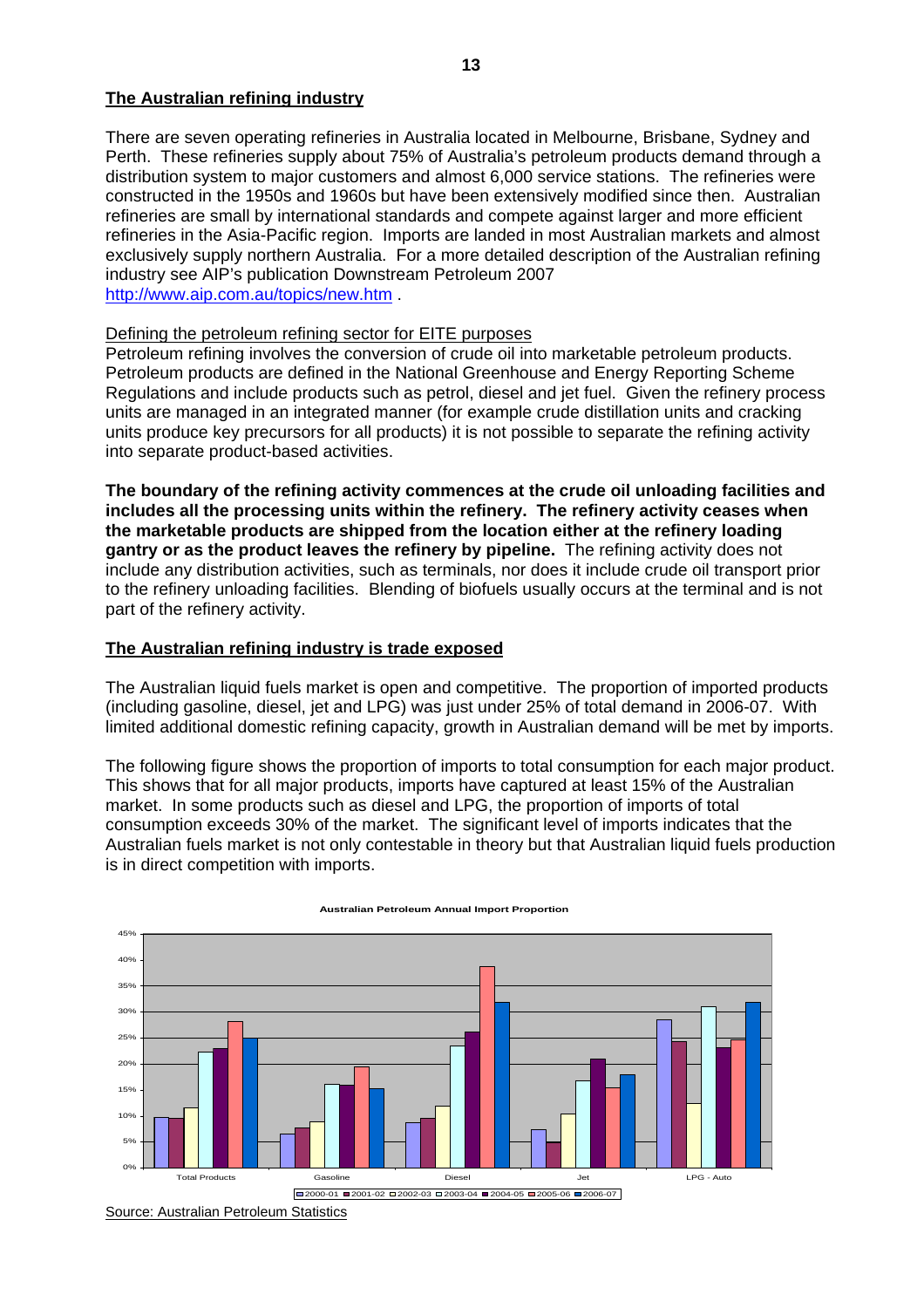## The Australian refining industry

There are seven operating refineries in Australia located in Melbourne, Brisbane, Sydney and Perth. These refineries supply about 75% of Australia's petroleum products demand through a distribution system to major customers and almost 6,000 service stations. The refineries were constructed in the 1950s and 1960s but have been extensively modified since then. Australian refineries are small by international standards and compete against larger and more efficient refineries in the Asia-Pacific region. Imports are landed in most Australian markets and almost exclusively supply northern Australia. For a more detailed description of the Australian refining industry see AIP's publication Downstream Petroleum 2007 http://www.aip.com.au/topics/new.htm .

### Defining the petroleum refining sector for EITE purposes

Petroleum refining involves the conversion of crude oil into marketable petroleum products. Petroleum products are defined in the National Greenhouse and Energy Reporting Scheme Regulations and include products such as petrol, diesel and jet fuel. Given the refinery process units are managed in an integrated manner (for example crude distillation units and cracking units produce key precursors for all products) it is not possible to separate the refining activity into separate product-based activities.

**The boundary of the refining activity commences at the crude oil unloading facilities and includes all the processing units within the refinery. The refinery activity ceases when the marketable products are shipped from the location either at the refinery loading gantry or as the product leaves the refinery by pipeline.** The refining activity does not include any distribution activities, such as terminals, nor does it include crude oil transport prior to the refinery unloading facilities. Blending of biofuels usually occurs at the terminal and is not part of the refinery activity.

## The Australian refining industry is trade exposed

The Australian liquid fuels market is open and competitive. The proportion of imported products (including gasoline, diesel, jet and LPG) was just under 25% of total demand in 2006-07. With limited additional domestic refining capacity, growth in Australian demand will be met by imports.

The following figure shows the proportion of imports to total consumption for each major product. This shows that for all major products, imports have captured at least 15% of the Australian market. In some products such as diesel and LPG, the proportion of imports of total consumption exceeds 30% of the market. The significant level of imports indicates that the Australian fuels market is not only contestable in theory but that Australian liquid fuels production is in direct competition with imports.

**Australian Petroleum Annual Import Proportion**

Source: Australian Petroleum Statistics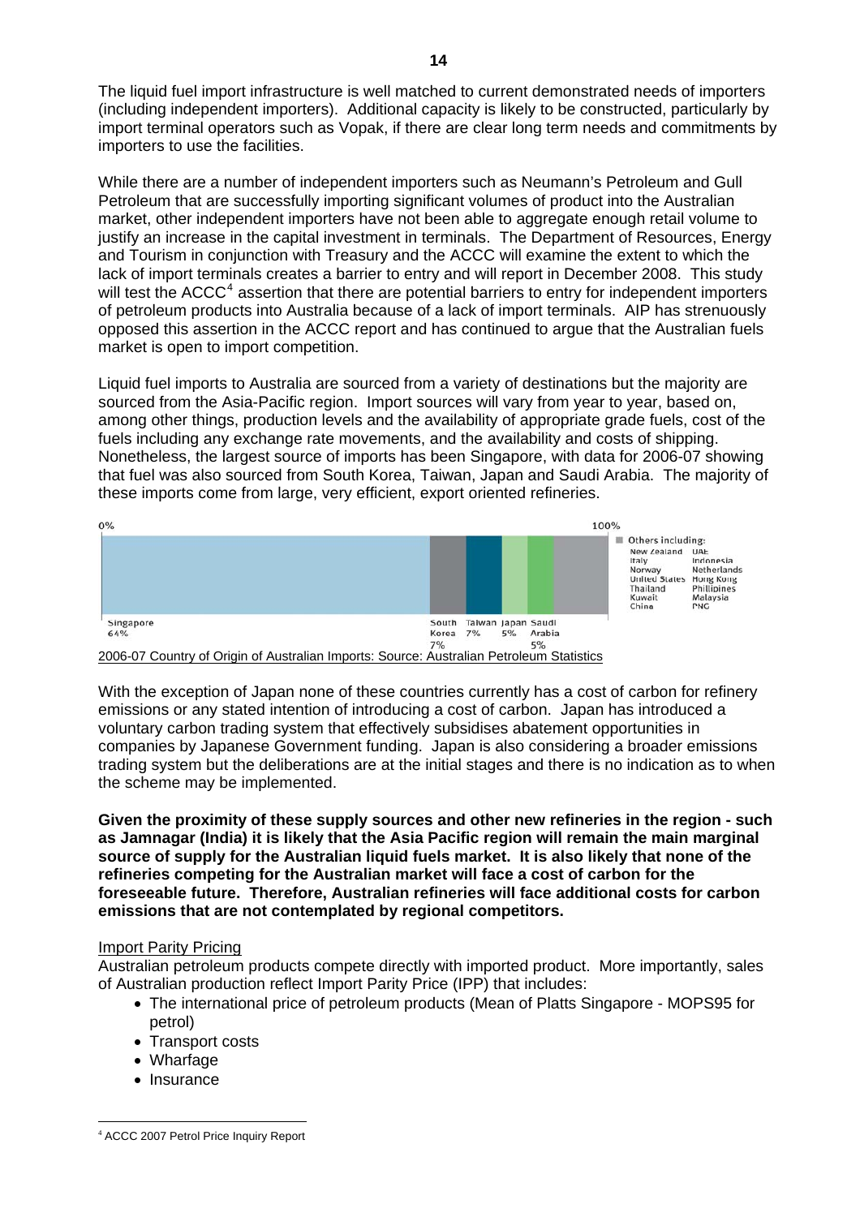The liquid fuel import infrastructure is well matched to current demonstrated needs of importers (including independent importers). Additional capacity is likely to be constructed, particularly by import terminal operators such as Vopak, if there are clear long term needs and commitments by importers to use the facilities.

While there are a number of independent importers such as Neumann's Petroleum and Gull Petroleum that are successfully importing significant volumes of product into the Australian market, other independent importers have not been able to aggregate enough retail volume to justify an increase in the capital investment in terminals. The Department of Resources, Energy and Tourism in conjunction with Treasury and the ACCC will examine the extent to which the lack of import terminals creates a barrier to entry and will report in December 2008. This study will test the ACCC[4] assertion that there are potential barriers to entry for independent importers of petroleum products into Australia because of a lack of import terminals. AIP has strenuously opposed this assertion in the ACCC report and has continued to argue that the Australian fuels market is open to import competition.

Liquid fuel imports to Australia are sourced from a variety of destinations but the majority are sourced from the Asia-Pacific region. Import sources will vary from year to year, based on, among other things, production levels and the availability of appropriate grade fuels, cost of the fuels including any exchange rate movements, and the availability and costs of shipping. Nonetheless, the largest source of imports has been Singapore, with data for 2006-07 showing that fuel was also sourced from South Korea, Taiwan, Japan and Saudi Arabia. The majority of these imports come from large, very efficient, export oriented refineries.

0% — 100%

Singapore 64% | South Korea 7% | Taiwan 7% | Japan 5% | Saudi Arabia 5%

Others including: New Zealand, Italy, Norway, United States, Thailand, Kuwait, China, UAE, Indonesia, Netherlands, Hong Kong, Phillipines, Malaysia, PNG

2006-07 Country of Origin of Australian Imports: Source: Australian Petroleum Statistics

With the exception of Japan none of these countries currently has a cost of carbon for refinery emissions or any stated intention of introducing a cost of carbon. Japan has introduced a voluntary carbon trading system that effectively subsidises abatement opportunities in companies by Japanese Government funding. Japan is also considering a broader emissions trading system but the deliberations are at the initial stages and there is no indication as to when the scheme may be implemented.

**Given the proximity of these supply sources and other new refineries in the region - such as Jamnagar (India) it is likely that the Asia Pacific region will remain the main marginal source of supply for the Australian liquid fuels market. It is also likely that none of the refineries competing for the Australian market will face a cost of carbon for the foreseeable future. Therefore, Australian refineries will face additional costs for carbon emissions that are not contemplated by regional competitors.**

Import Parity Pricing

Australian petroleum products compete directly with imported product. More importantly, sales of Australian production reflect Import Parity Price (IPP) that includes:

- The international price of petroleum products (Mean of Platts Singapore - MOPS95 for petrol)
- Transport costs
- Wharfage
- Insurance

[4] ACCC 2007 Petrol Price Inquiry Report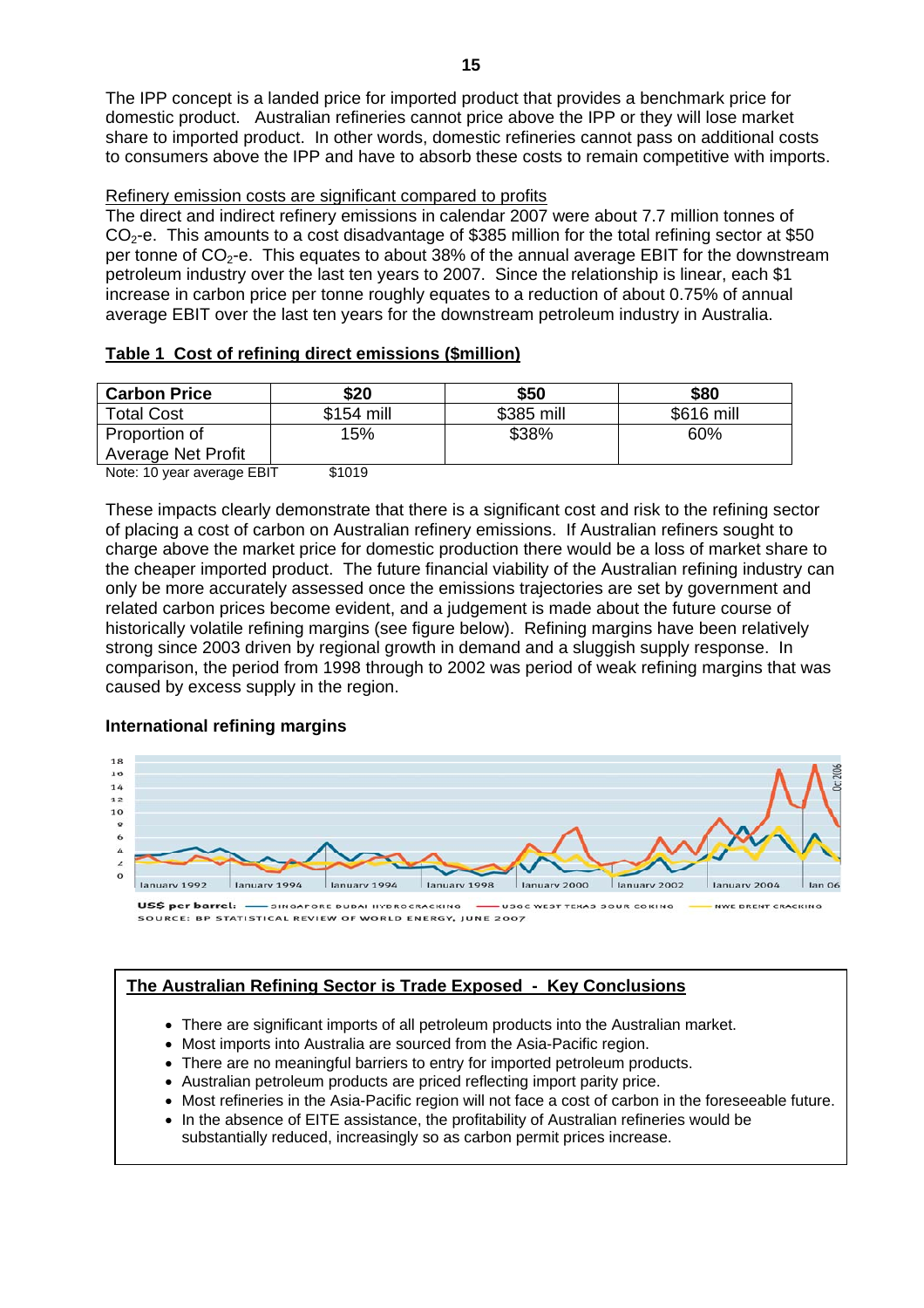The IPP concept is a landed price for imported product that provides a benchmark price for domestic product. Australian refineries cannot price above the IPP or they will lose market share to imported product. In other words, domestic refineries cannot pass on additional costs to consumers above the IPP and have to absorb these costs to remain competitive with imports.

Refinery emission costs are significant compared to profits

The direct and indirect refinery emissions in calendar 2007 were about 7.7 million tonnes of $CO_2$-e. This amounts to a cost disadvantage of $385 million for the total refining sector at $50 per tonne of $CO_2$-e. This equates to about 38% of the annual average EBIT for the downstream petroleum industry over the last ten years to 2007. Since the relationship is linear, each $1 increase in carbon price per tonne roughly equates to a reduction of about 0.75% of annual average EBIT over the last ten years for the downstream petroleum industry in Australia.

**Table 1 Cost of refining direct emissions ($million)**

| Carbon Price | $20 | $50 | $80 |
|---|---|---|---|
| Total Cost | $154 mill | $385 mill | $616 mill |
| Proportion of Average Net Profit | 15% | $38% | 60% |

Note: 10 year average EBIT $1019

These impacts clearly demonstrate that there is a significant cost and risk to the refining sector of placing a cost of carbon on Australian refinery emissions. If Australian refiners sought to charge above the market price for domestic production there would be a loss of market share to the cheaper imported product. The future financial viability of the Australian refining industry can only be more accurately assessed once the emissions trajectories are set by government and related carbon prices become evident, and a judgement is made about the future course of historically volatile refining margins (see figure below). Refining margins have been relatively strong since 2003 driven by regional growth in demand and a sluggish supply response. In comparison, the period from 1998 through to 2002 was period of weak refining margins that was caused by excess supply in the region.

**International refining margins**

US$ per barrel: Singapore Dubai Hydrocracking; USGC West Texas Sour Coking; NWE Brent Cracking

SOURCE: BP STATISTICAL REVIEW OF WORLD ENERGY, JUNE 2007

**The Australian Refining Sector is Trade Exposed - Key Conclusions**

- There are significant imports of all petroleum products into the Australian market.
- Most imports into Australia are sourced from the Asia-Pacific region.
- There are no meaningful barriers to entry for imported petroleum products.
- Australian petroleum products are priced reflecting import parity price.
- Most refineries in the Asia-Pacific region will not face a cost of carbon in the foreseeable future.
- In the absence of EITE assistance, the profitability of Australian refineries would be substantially reduced, increasingly so as carbon permit prices increase.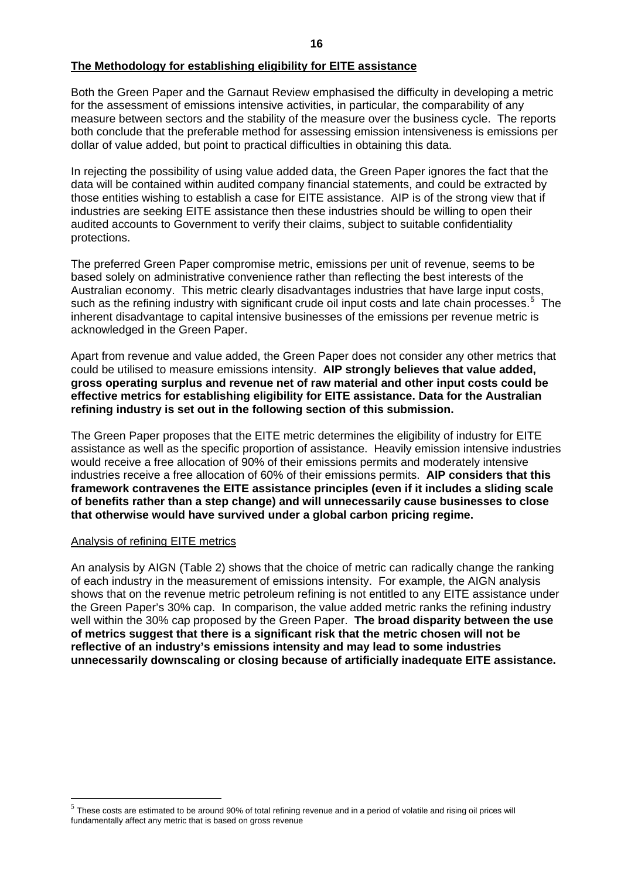## The Methodology for establishing eligibility for EITE assistance

Both the Green Paper and the Garnaut Review emphasised the difficulty in developing a metric for the assessment of emissions intensive activities, in particular, the comparability of any measure between sectors and the stability of the measure over the business cycle. The reports both conclude that the preferable method for assessing emission intensiveness is emissions per dollar of value added, but point to practical difficulties in obtaining this data.

In rejecting the possibility of using value added data, the Green Paper ignores the fact that the data will be contained within audited company financial statements, and could be extracted by those entities wishing to establish a case for EITE assistance. AIP is of the strong view that if industries are seeking EITE assistance then these industries should be willing to open their audited accounts to Government to verify their claims, subject to suitable confidentiality protections.

The preferred Green Paper compromise metric, emissions per unit of revenue, seems to be based solely on administrative convenience rather than reflecting the best interests of the Australian economy. This metric clearly disadvantages industries that have large input costs, such as the refining industry with significant crude oil input costs and late chain processes.[5] The inherent disadvantage to capital intensive businesses of the emissions per revenue metric is acknowledged in the Green Paper.

Apart from revenue and value added, the Green Paper does not consider any other metrics that could be utilised to measure emissions intensity. **AIP strongly believes that value added, gross operating surplus and revenue net of raw material and other input costs could be effective metrics for establishing eligibility for EITE assistance. Data for the Australian refining industry is set out in the following section of this submission.**

The Green Paper proposes that the EITE metric determines the eligibility of industry for EITE assistance as well as the specific proportion of assistance. Heavily emission intensive industries would receive a free allocation of 90% of their emissions permits and moderately intensive industries receive a free allocation of 60% of their emissions permits. **AIP considers that this framework contravenes the EITE assistance principles (even if it includes a sliding scale of benefits rather than a step change) and will unnecessarily cause businesses to close that otherwise would have survived under a global carbon pricing regime.**

### Analysis of refining EITE metrics

An analysis by AIGN (Table 2) shows that the choice of metric can radically change the ranking of each industry in the measurement of emissions intensity. For example, the AIGN analysis shows that on the revenue metric petroleum refining is not entitled to any EITE assistance under the Green Paper's 30% cap. In comparison, the value added metric ranks the refining industry well within the 30% cap proposed by the Green Paper. **The broad disparity between the use of metrics suggest that there is a significant risk that the metric chosen will not be reflective of an industry's emissions intensity and may lead to some industries unnecessarily downscaling or closing because of artificially inadequate EITE assistance.**

---

[5] These costs are estimated to be around 90% of total refining revenue and in a period of volatile and rising oil prices will fundamentally affect any metric that is based on gross revenue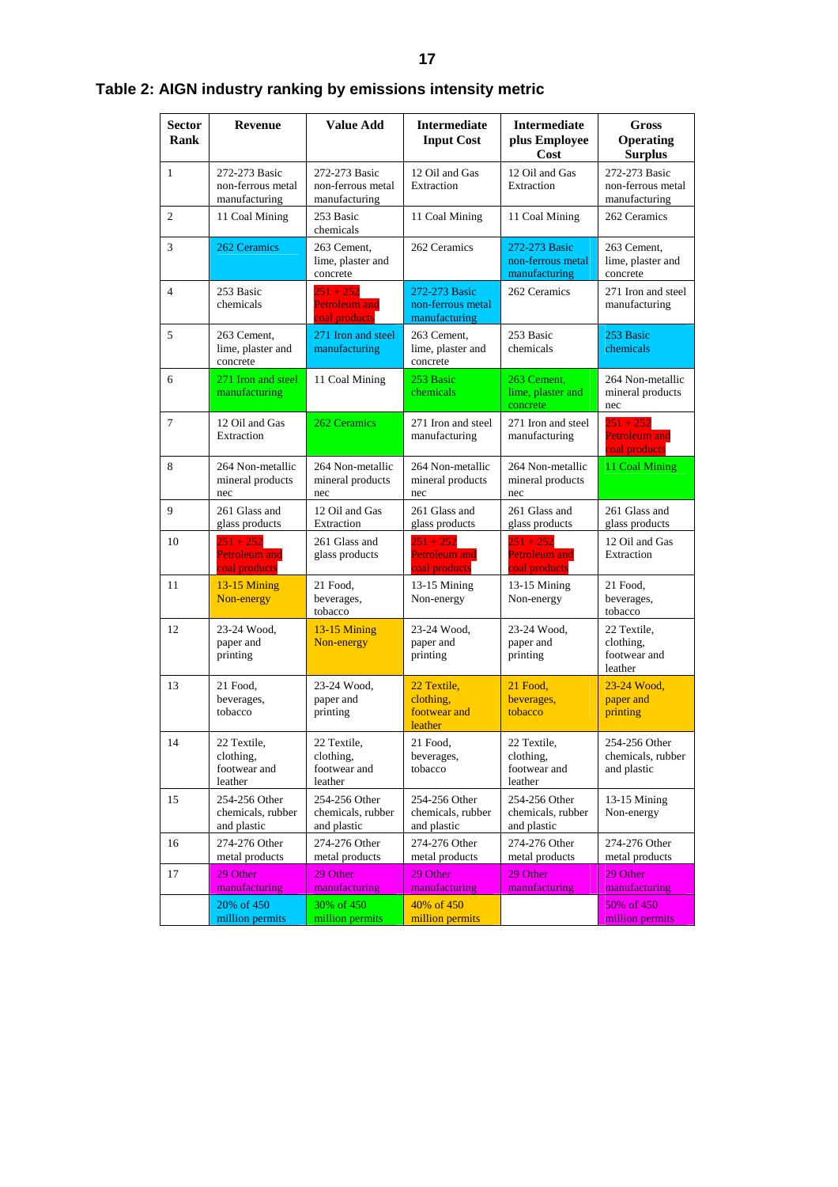**Table 2: AIGN industry ranking by emissions intensity metric**

| Sector Rank | Revenue | Value Add | Intermediate Input Cost | Intermediate plus Employee Cost | Gross Operating Surplus |
|---|---|---|---|---|---|
| 1 | 272-273 Basic non-ferrous metal manufacturing | 272-273 Basic non-ferrous metal manufacturing | 12 Oil and Gas Extraction | 12 Oil and Gas Extraction | 272-273 Basic non-ferrous metal manufacturing |
| 2 | 11 Coal Mining | 253 Basic chemicals | 11 Coal Mining | 11 Coal Mining | 262 Ceramics |
| 3 | 262 Ceramics | 263 Cement, lime, plaster and concrete | 262 Ceramics | 272-273 Basic non-ferrous metal manufacturing | 263 Cement, lime, plaster and concrete |
| 4 | 253 Basic chemicals | 251 + 252 Petroleum and coal products | 272-273 Basic non-ferrous metal manufacturing | 262 Ceramics | 271 Iron and steel manufacturing |
| 5 | 263 Cement, lime, plaster and concrete | 271 Iron and steel manufacturing | 263 Cement, lime, plaster and concrete | 253 Basic chemicals | 253 Basic chemicals |
| 6 | 271 Iron and steel manufacturing | 11 Coal Mining | 253 Basic chemicals | 263 Cement, lime, plaster and concrete | 264 Non-metallic mineral products nec |
| 7 | 12 Oil and Gas Extraction | 262 Ceramics | 271 Iron and steel manufacturing | 271 Iron and steel manufacturing | 251 + 252 Petroleum and coal products |
| 8 | 264 Non-metallic mineral products nec | 264 Non-metallic mineral products nec | 264 Non-metallic mineral products nec | 264 Non-metallic mineral products nec | 11 Coal Mining |
| 9 | 261 Glass and glass products | 12 Oil and Gas Extraction | 261 Glass and glass products | 261 Glass and glass products | 261 Glass and glass products |
| 10 | 251 + 252 Petroleum and coal products | 261 Glass and glass products | 251 + 252 Petroleum and coal products | 251 + 252 Petroleum and coal products | 12 Oil and Gas Extraction |
| 11 | 13-15 Mining Non-energy | 21 Food, beverages, tobacco | 13-15 Mining Non-energy | 13-15 Mining Non-energy | 21 Food, beverages, tobacco |
| 12 | 23-24 Wood, paper and printing | 13-15 Mining Non-energy | 23-24 Wood, paper and printing | 23-24 Wood, paper and printing | 22 Textile, clothing, footwear and leather |
| 13 | 21 Food, beverages, tobacco | 23-24 Wood, paper and printing | 22 Textile, clothing, footwear and leather | 21 Food, beverages, tobacco | 23-24 Wood, paper and printing |
| 14 | 22 Textile, clothing, footwear and leather | 22 Textile, clothing, footwear and leather | 21 Food, beverages, tobacco | 22 Textile, clothing, footwear and leather | 254-256 Other chemicals, rubber and plastic |
| 15 | 254-256 Other chemicals, rubber and plastic | 254-256 Other chemicals, rubber and plastic | 254-256 Other chemicals, rubber and plastic | 254-256 Other chemicals, rubber and plastic | 13-15 Mining Non-energy |
| 16 | 274-276 Other metal products | 274-276 Other metal products | 274-276 Other metal products | 274-276 Other metal products | 274-276 Other metal products |
| 17 | 29 Other manufacturing | 29 Other manufacturing | 29 Other manufacturing | 29 Other manufacturing | 29 Other manufacturing |
| | 20% of 450 million permits | 30% of 450 million permits | 40% of 450 million permits | | 50% of 450 million permits |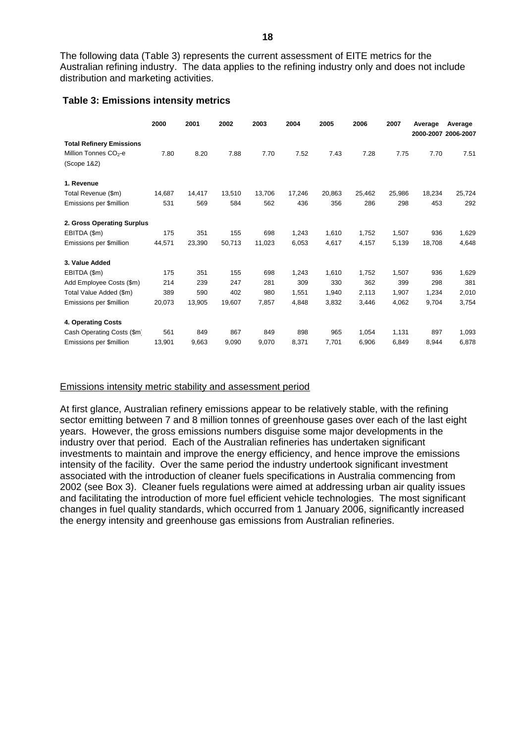The following data (Table 3) represents the current assessment of EITE metrics for the Australian refining industry. The data applies to the refining industry only and does not include distribution and marketing activities.

**Table 3: Emissions intensity metrics**

| | 2000 | 2001 | 2002 | 2003 | 2004 | 2005 | 2006 | 2007 | Average 2000-2007 | Average 2006-2007 |
|---|---|---|---|---|---|---|---|---|---|---|
| **Total Refinery Emissions** | | | | | | | | | | |
| Million Tonnes $CO_2$-e (Scope 1&2) | 7.80 | 8.20 | 7.88 | 7.70 | 7.52 | 7.43 | 7.28 | 7.75 | 7.70 | 7.51 |
| **1. Revenue** | | | | | | | | | | |
| Total Revenue ($m) | 14,687 | 14,417 | 13,510 | 13,706 | 17,246 | 20,863 | 25,462 | 25,986 | 18,234 | 25,724 |
| Emissions per $million | 531 | 569 | 584 | 562 | 436 | 356 | 286 | 298 | 453 | 292 |
| **2. Gross Operating Surplus** | | | | | | | | | | |
| EBITDA ($m) | 175 | 351 | 155 | 698 | 1,243 | 1,610 | 1,752 | 1,507 | 936 | 1,629 |
| Emissions per $million | 44,571 | 23,390 | 50,713 | 11,023 | 6,053 | 4,617 | 4,157 | 5,139 | 18,708 | 4,648 |
| **3. Value Added** | | | | | | | | | | |
| EBITDA ($m) | 175 | 351 | 155 | 698 | 1,243 | 1,610 | 1,752 | 1,507 | 936 | 1,629 |
| Add Employee Costs ($m) | 214 | 239 | 247 | 281 | 309 | 330 | 362 | 399 | 298 | 381 |
| Total Value Added ($m) | 389 | 590 | 402 | 980 | 1,551 | 1,940 | 2,113 | 1,907 | 1,234 | 2,010 |
| Emissions per $million | 20,073 | 13,905 | 19,607 | 7,857 | 4,848 | 3,832 | 3,446 | 4,062 | 9,704 | 3,754 |
| **4. Operating Costs** | | | | | | | | | | |
| Cash Operating Costs ($m) | 561 | 849 | 867 | 849 | 898 | 965 | 1,054 | 1,131 | 897 | 1,093 |
| Emissions per $million | 13,901 | 9,663 | 9,090 | 9,070 | 8,371 | 7,701 | 6,906 | 6,849 | 8,944 | 6,878 |

<u>Emissions intensity metric stability and assessment period</u>

At first glance, Australian refinery emissions appear to be relatively stable, with the refining sector emitting between 7 and 8 million tonnes of greenhouse gases over each of the last eight years. However, the gross emissions numbers disguise some major developments in the industry over that period. Each of the Australian refineries has undertaken significant investments to maintain and improve the energy efficiency, and hence improve the emissions intensity of the facility. Over the same period the industry undertook significant investment associated with the introduction of cleaner fuels specifications in Australia commencing from 2002 (see Box 3). Cleaner fuels regulations were aimed at addressing urban air quality issues and facilitating the introduction of more fuel efficient vehicle technologies. The most significant changes in fuel quality standards, which occurred from 1 January 2006, significantly increased the energy intensity and greenhouse gas emissions from Australian refineries.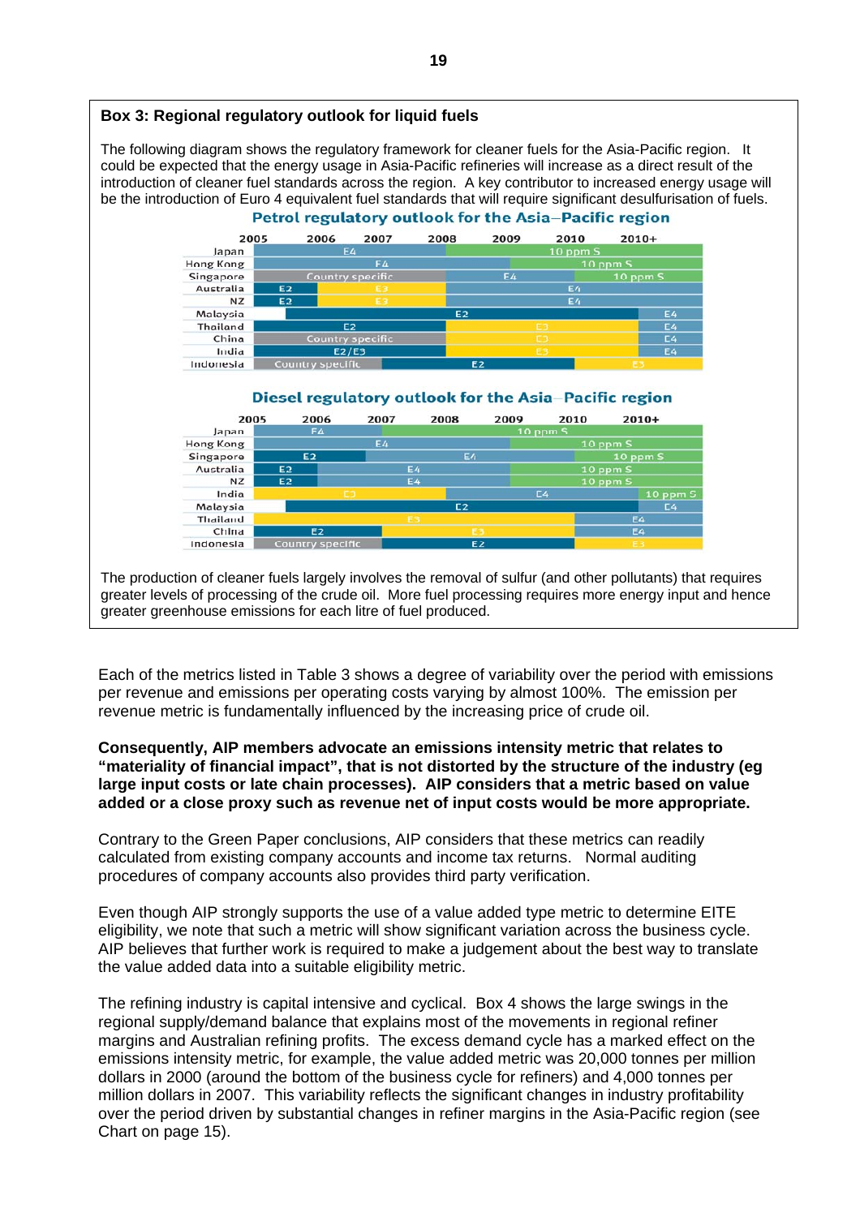**Box 3: Regional regulatory outlook for liquid fuels**

The following diagram shows the regulatory framework for cleaner fuels for the Asia-Pacific region. It could be expected that the energy usage in Asia-Pacific refineries will increase as a direct result of the introduction of cleaner fuel standards across the region. A key contributor to increased energy usage will be the introduction of Euro 4 equivalent fuel standards that will require significant desulfurisation of fuels.

**Petrol regulatory outlook for the Asia–Pacific region**

| | 2005 | 2006 | 2007 | 2008 | 2009 | 2010 | 2010+ |
|---|---|---|---|---|---|---|---|
| Japan | E4 | E4 | E4 | 10 ppm S | 10 ppm S | 10 ppm S | 10 ppm S |
| Hong Kong | E4 | E4 | E4 | E4 | E4 | 10 ppm S | 10 ppm S |
| Singapore | Country specific | Country specific | Country specific | E4 | E4 | E4 | 10 ppm S |
| Australia | E2 | E3 | E3 | E4 | E4 | E4 | E4 |
| NZ | E2 | E3 | E3 | E4 | E4 | E4 | E4 |
| Malaysia | | E2 | E2 | E2 | E2 | E2 | E4 |
| Thailand | E2 | E2 | E2 | E3 | E3 | E3 | E4 |
| China | Country specific | Country specific | Country specific | E3 | E3 | E3 | E4 |
| India | E2/E3 | E2/E3 | E2/E3 | E3 | E3 | E3 | E4 |
| Indonesia | Country specific | Country specific | E2 | E2 | E2 | E3 | E3 |

**Diesel regulatory outlook for the Asia–Pacific region**

| | 2005 | 2006 | 2007 | 2008 | 2009 | 2010 | 2010+ |
|---|---|---|---|---|---|---|---|
| Japan | E4 | E4 | 10 ppm S | 10 ppm S | 10 ppm S | 10 ppm S | 10 ppm S |
| Hong Kong | E4 | E4 | E4 | E4 | E4 | 10 ppm S | 10 ppm S |
| Singapore | E2 | E2 | E4 | E4 | E4 | E4 | 10 ppm S |
| Australia | E2 | E4 | E4 | E4 | 10 ppm S | 10 ppm S | 10 ppm S |
| NZ | E2 | E4 | E4 | E4 | 10 ppm S | 10 ppm S | 10 ppm S |
| India | E3 | E3 | E3 | E4 | E4 | E4 | 10 ppm S |
| Malaysia | | E2 | E2 | E2 | E2 | E2 | E4 |
| Thailand | E3 | E3 | E3 | E3 | E3 | E4 | E4 |
| China | E2 | E2 | E3 | E3 | E3 | E4 | E4 |
| Indonesia | Country specific | Country specific | E2 | E2 | E2 | E3 | E3 |

The production of cleaner fuels largely involves the removal of sulfur (and other pollutants) that requires greater levels of processing of the crude oil. More fuel processing requires more energy input and hence greater greenhouse emissions for each litre of fuel produced.

Each of the metrics listed in Table 3 shows a degree of variability over the period with emissions per revenue and emissions per operating costs varying by almost 100%. The emission per revenue metric is fundamentally influenced by the increasing price of crude oil.

**Consequently, AIP members advocate an emissions intensity metric that relates to "materiality of financial impact", that is not distorted by the structure of the industry (eg large input costs or late chain processes). AIP considers that a metric based on value added or a close proxy such as revenue net of input costs would be more appropriate.**

Contrary to the Green Paper conclusions, AIP considers that these metrics can readily calculated from existing company accounts and income tax returns. Normal auditing procedures of company accounts also provides third party verification.

Even though AIP strongly supports the use of a value added type metric to determine EITE eligibility, we note that such a metric will show significant variation across the business cycle. AIP believes that further work is required to make a judgement about the best way to translate the value added data into a suitable eligibility metric.

The refining industry is capital intensive and cyclical. Box 4 shows the large swings in the regional supply/demand balance that explains most of the movements in regional refiner margins and Australian refining profits. The excess demand cycle has a marked effect on the emissions intensity metric, for example, the value added metric was 20,000 tonnes per million dollars in 2000 (around the bottom of the business cycle for refiners) and 4,000 tonnes per million dollars in 2007. This variability reflects the significant changes in industry profitability over the period driven by substantial changes in refiner margins in the Asia-Pacific region (see Chart on page 15).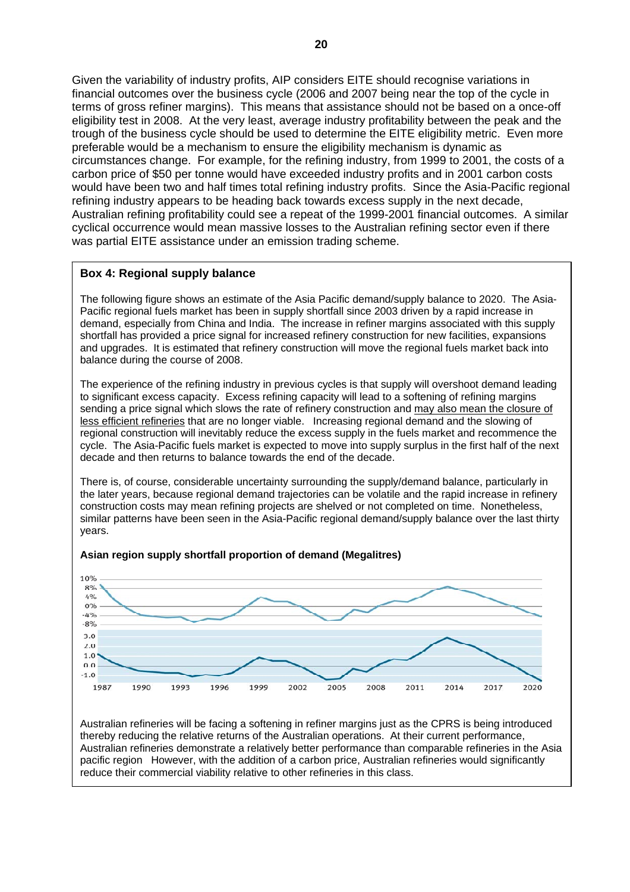Given the variability of industry profits, AIP considers EITE should recognise variations in financial outcomes over the business cycle (2006 and 2007 being near the top of the cycle in terms of gross refiner margins). This means that assistance should not be based on a once-off eligibility test in 2008. At the very least, average industry profitability between the peak and the trough of the business cycle should be used to determine the EITE eligibility metric. Even more preferable would be a mechanism to ensure the eligibility mechanism is dynamic as circumstances change. For example, for the refining industry, from 1999 to 2001, the costs of a carbon price of $50 per tonne would have exceeded industry profits and in 2001 carbon costs would have been two and half times total refining industry profits. Since the Asia-Pacific regional refining industry appears to be heading back towards excess supply in the next decade, Australian refining profitability could see a repeat of the 1999-2001 financial outcomes. A similar cyclical occurrence would mean massive losses to the Australian refining sector even if there was partial EITE assistance under an emission trading scheme.

**Box 4: Regional supply balance**

The following figure shows an estimate of the Asia Pacific demand/supply balance to 2020. The Asia-Pacific regional fuels market has been in supply shortfall since 2003 driven by a rapid increase in demand, especially from China and India. The increase in refiner margins associated with this supply shortfall has provided a price signal for increased refinery construction for new facilities, expansions and upgrades. It is estimated that refinery construction will move the regional fuels market back into balance during the course of 2008.

The experience of the refining industry in previous cycles is that supply will overshoot demand leading to significant excess capacity. Excess refining capacity will lead to a softening of refining margins sending a price signal which slows the rate of refinery construction and <u>may also mean the closure of less efficient refineries</u> that are no longer viable. Increasing regional demand and the slowing of regional construction will inevitably reduce the excess supply in the fuels market and recommence the cycle. The Asia-Pacific fuels market is expected to move into supply surplus in the first half of the next decade and then returns to balance towards the end of the decade.

There is, of course, considerable uncertainty surrounding the supply/demand balance, particularly in the later years, because regional demand trajectories can be volatile and the rapid increase in refinery construction costs may mean refining projects are shelved or not completed on time. Nonetheless, similar patterns have been seen in the Asia-Pacific regional demand/supply balance over the last thirty years.

**Asian region supply shortfall proportion of demand (Megalitres)**

Australian refineries will be facing a softening in refiner margins just as the CPRS is being introduced thereby reducing the relative returns of the Australian operations. At their current performance, Australian refineries demonstrate a relatively better performance than comparable refineries in the Asia pacific region However, with the addition of a carbon price, Australian refineries would significantly reduce their commercial viability relative to other refineries in this class.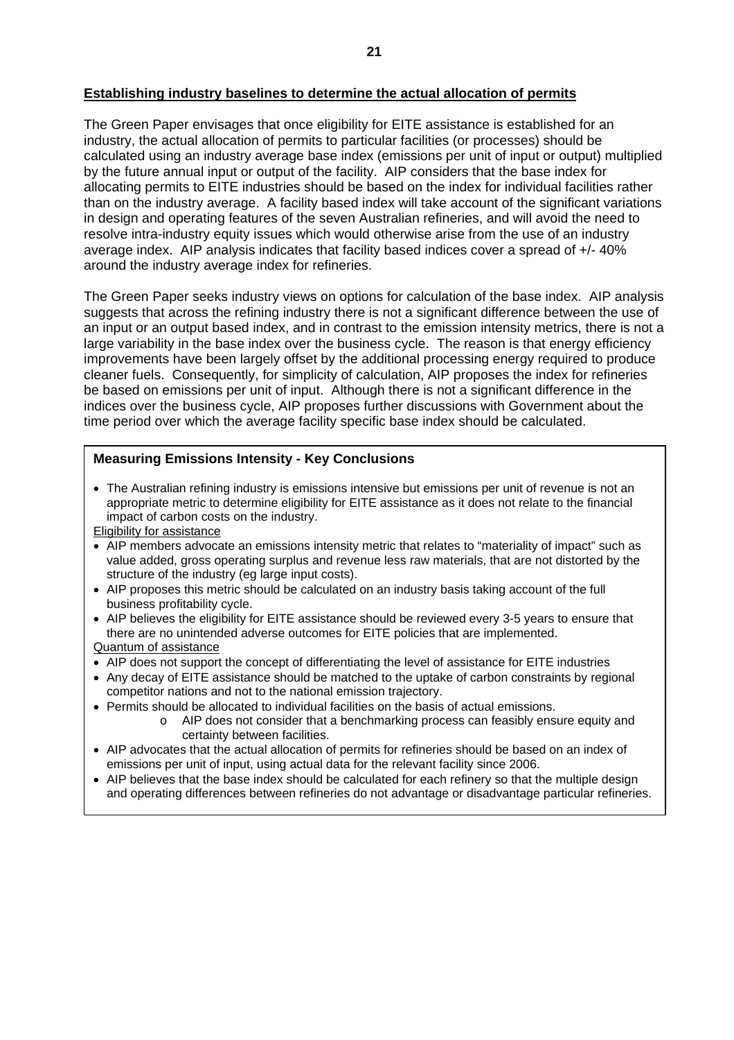**<u>Establishing industry baselines to determine the actual allocation of permits</u>**

The Green Paper envisages that once eligibility for EITE assistance is established for an industry, the actual allocation of permits to particular facilities (or processes) should be calculated using an industry average base index (emissions per unit of input or output) multiplied by the future annual input or output of the facility. AIP considers that the base index for allocating permits to EITE industries should be based on the index for individual facilities rather than on the industry average. A facility based index will take account of the significant variations in design and operating features of the seven Australian refineries, and will avoid the need to resolve intra-industry equity issues which would otherwise arise from the use of an industry average index. AIP analysis indicates that facility based indices cover a spread of +/- 40% around the industry average index for refineries.

The Green Paper seeks industry views on options for calculation of the base index. AIP analysis suggests that across the refining industry there is not a significant difference between the use of an input or an output based index, and in contrast to the emission intensity metrics, there is not a large variability in the base index over the business cycle. The reason is that energy efficiency improvements have been largely offset by the additional processing energy required to produce cleaner fuels. Consequently, for simplicity of calculation, AIP proposes the index for refineries be based on emissions per unit of input. Although there is not a significant difference in the indices over the business cycle, AIP proposes further discussions with Government about the time period over which the average facility specific base index should be calculated.

**Measuring Emissions Intensity - Key Conclusions**

- The Australian refining industry is emissions intensive but emissions per unit of revenue is not an appropriate metric to determine eligibility for EITE assistance as it does not relate to the financial impact of carbon costs on the industry.

<u>Eligibility for assistance</u>

- AIP members advocate an emissions intensity metric that relates to "materiality of impact" such as value added, gross operating surplus and revenue less raw materials, that are not distorted by the structure of the industry (eg large input costs).
- AIP proposes this metric should be calculated on an industry basis taking account of the full business profitability cycle.
- AIP believes the eligibility for EITE assistance should be reviewed every 3-5 years to ensure that there are no unintended adverse outcomes for EITE policies that are implemented.

<u>Quantum of assistance</u>

- AIP does not support the concept of differentiating the level of assistance for EITE industries
- Any decay of EITE assistance should be matched to the uptake of carbon constraints by regional competitor nations and not to the national emission trajectory.
- Permits should be allocated to individual facilities on the basis of actual emissions.
  - AIP does not consider that a benchmarking process can feasibly ensure equity and certainty between facilities.
- AIP advocates that the actual allocation of permits for refineries should be based on an index of emissions per unit of input, using actual data for the relevant facility since 2006.
- AIP believes that the base index should be calculated for each refinery so that the multiple design and operating differences between refineries do not advantage or disadvantage particular refineries.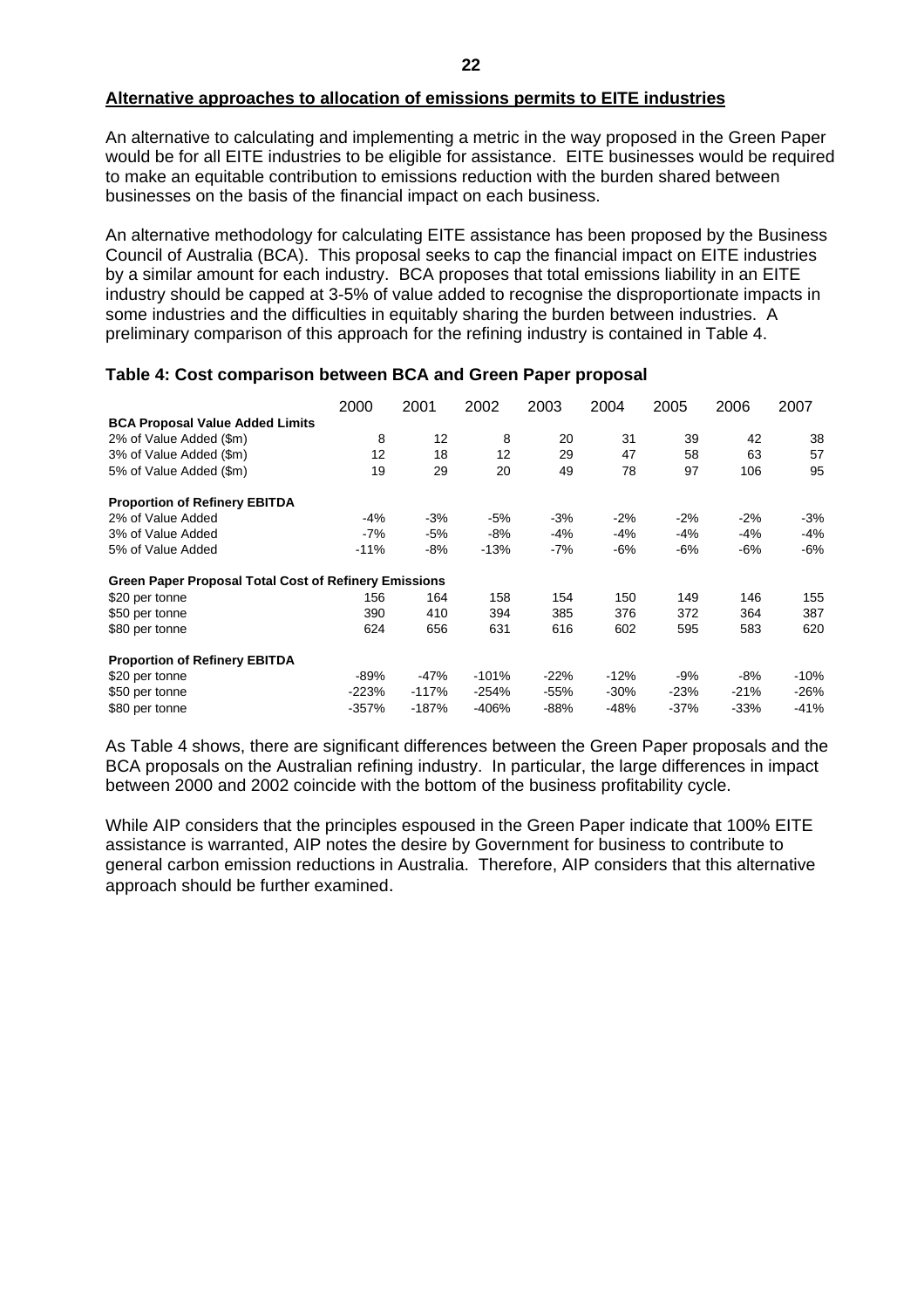**Alternative approaches to allocation of emissions permits to EITE industries**

An alternative to calculating and implementing a metric in the way proposed in the Green Paper would be for all EITE industries to be eligible for assistance. EITE businesses would be required to make an equitable contribution to emissions reduction with the burden shared between businesses on the basis of the financial impact on each business.

An alternative methodology for calculating EITE assistance has been proposed by the Business Council of Australia (BCA). This proposal seeks to cap the financial impact on EITE industries by a similar amount for each industry. BCA proposes that total emissions liability in an EITE industry should be capped at 3-5% of value added to recognise the disproportionate impacts in some industries and the difficulties in equitably sharing the burden between industries. A preliminary comparison of this approach for the refining industry is contained in Table 4.

**Table 4: Cost comparison between BCA and Green Paper proposal**

| | 2000 | 2001 | 2002 | 2003 | 2004 | 2005 | 2006 | 2007 |
|---|---|---|---|---|---|---|---|---|
| **BCA Proposal Value Added Limits** | | | | | | | | |
| 2% of Value Added ($m) | 8 | 12 | 8 | 20 | 31 | 39 | 42 | 38 |
| 3% of Value Added ($m) | 12 | 18 | 12 | 29 | 47 | 58 | 63 | 57 |
| 5% of Value Added ($m) | 19 | 29 | 20 | 49 | 78 | 97 | 106 | 95 |
| **Proportion of Refinery EBITDA** | | | | | | | | |
| 2% of Value Added | -4% | -3% | -5% | -3% | -2% | -2% | -2% | -3% |
| 3% of Value Added | -7% | -5% | -8% | -4% | -4% | -4% | -4% | -4% |
| 5% of Value Added | -11% | -8% | -13% | -7% | -6% | -6% | -6% | -6% |
| **Green Paper Proposal Total Cost of Refinery Emissions** | | | | | | | | |
| $20 per tonne | 156 | 164 | 158 | 154 | 150 | 149 | 146 | 155 |
| $50 per tonne | 390 | 410 | 394 | 385 | 376 | 372 | 364 | 387 |
| $80 per tonne | 624 | 656 | 631 | 616 | 602 | 595 | 583 | 620 |
| **Proportion of Refinery EBITDA** | | | | | | | | |
| $20 per tonne | -89% | -47% | -101% | -22% | -12% | -9% | -8% | -10% |
| $50 per tonne | -223% | -117% | -254% | -55% | -30% | -23% | -21% | -26% |
| $80 per tonne | -357% | -187% | -406% | -88% | -48% | -37% | -33% | -41% |

As Table 4 shows, there are significant differences between the Green Paper proposals and the BCA proposals on the Australian refining industry. In particular, the large differences in impact between 2000 and 2002 coincide with the bottom of the business profitability cycle.

While AIP considers that the principles espoused in the Green Paper indicate that 100% EITE assistance is warranted, AIP notes the desire by Government for business to contribute to general carbon emission reductions in Australia. Therefore, AIP considers that this alternative approach should be further examined.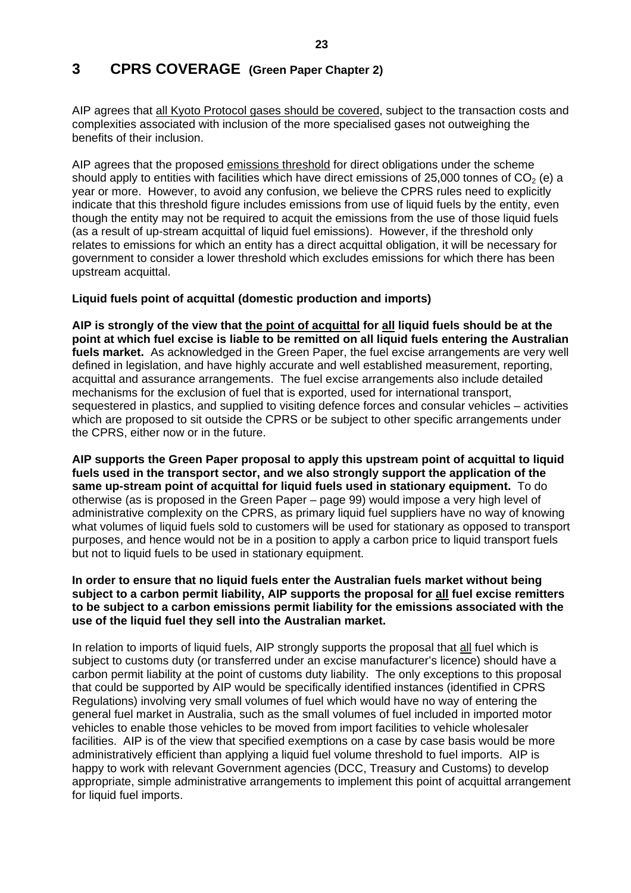# 3 CPRS COVERAGE (Green Paper Chapter 2)

AIP agrees that <u>all Kyoto Protocol gases should be covered</u>, subject to the transaction costs and complexities associated with inclusion of the more specialised gases not outweighing the benefits of their inclusion.

AIP agrees that the proposed <u>emissions threshold</u> for direct obligations under the scheme should apply to entities with facilities which have direct emissions of 25,000 tonnes of $CO_2$ (e) a year or more. However, to avoid any confusion, we believe the CPRS rules need to explicitly indicate that this threshold figure includes emissions from use of liquid fuels by the entity, even though the entity may not be required to acquit the emissions from the use of those liquid fuels (as a result of up-stream acquittal of liquid fuel emissions). However, if the threshold only relates to emissions for which an entity has a direct acquittal obligation, it will be necessary for government to consider a lower threshold which excludes emissions for which there has been upstream acquittal.

**Liquid fuels point of acquittal (domestic production and imports)**

**AIP is strongly of the view that <u>the point of acquittal</u> for <u>all</u> liquid fuels should be at the point at which fuel excise is liable to be remitted on all liquid fuels entering the Australian fuels market.** As acknowledged in the Green Paper, the fuel excise arrangements are very well defined in legislation, and have highly accurate and well established measurement, reporting, acquittal and assurance arrangements. The fuel excise arrangements also include detailed mechanisms for the exclusion of fuel that is exported, used for international transport, sequestered in plastics, and supplied to visiting defence forces and consular vehicles – activities which are proposed to sit outside the CPRS or be subject to other specific arrangements under the CPRS, either now or in the future.

**AIP supports the Green Paper proposal to apply this upstream point of acquittal to liquid fuels used in the transport sector, and we also strongly support the application of the same up-stream point of acquittal for liquid fuels used in stationary equipment.** To do otherwise (as is proposed in the Green Paper – page 99) would impose a very high level of administrative complexity on the CPRS, as primary liquid fuel suppliers have no way of knowing what volumes of liquid fuels sold to customers will be used for stationary as opposed to transport purposes, and hence would not be in a position to apply a carbon price to liquid transport fuels but not to liquid fuels to be used in stationary equipment.

**In order to ensure that no liquid fuels enter the Australian fuels market without being subject to a carbon permit liability, AIP supports the proposal for <u>all</u> fuel excise remitters to be subject to a carbon emissions permit liability for the emissions associated with the use of the liquid fuel they sell into the Australian market.**

In relation to imports of liquid fuels, AIP strongly supports the proposal that <u>all</u> fuel which is subject to customs duty (or transferred under an excise manufacturer's licence) should have a carbon permit liability at the point of customs duty liability. The only exceptions to this proposal that could be supported by AIP would be specifically identified instances (identified in CPRS Regulations) involving very small volumes of fuel which would have no way of entering the general fuel market in Australia, such as the small volumes of fuel included in imported motor vehicles to enable those vehicles to be moved from import facilities to vehicle wholesaler facilities. AIP is of the view that specified exemptions on a case by case basis would be more administratively efficient than applying a liquid fuel volume threshold to fuel imports. AIP is happy to work with relevant Government agencies (DCC, Treasury and Customs) to develop appropriate, simple administrative arrangements to implement this point of acquittal arrangement for liquid fuel imports.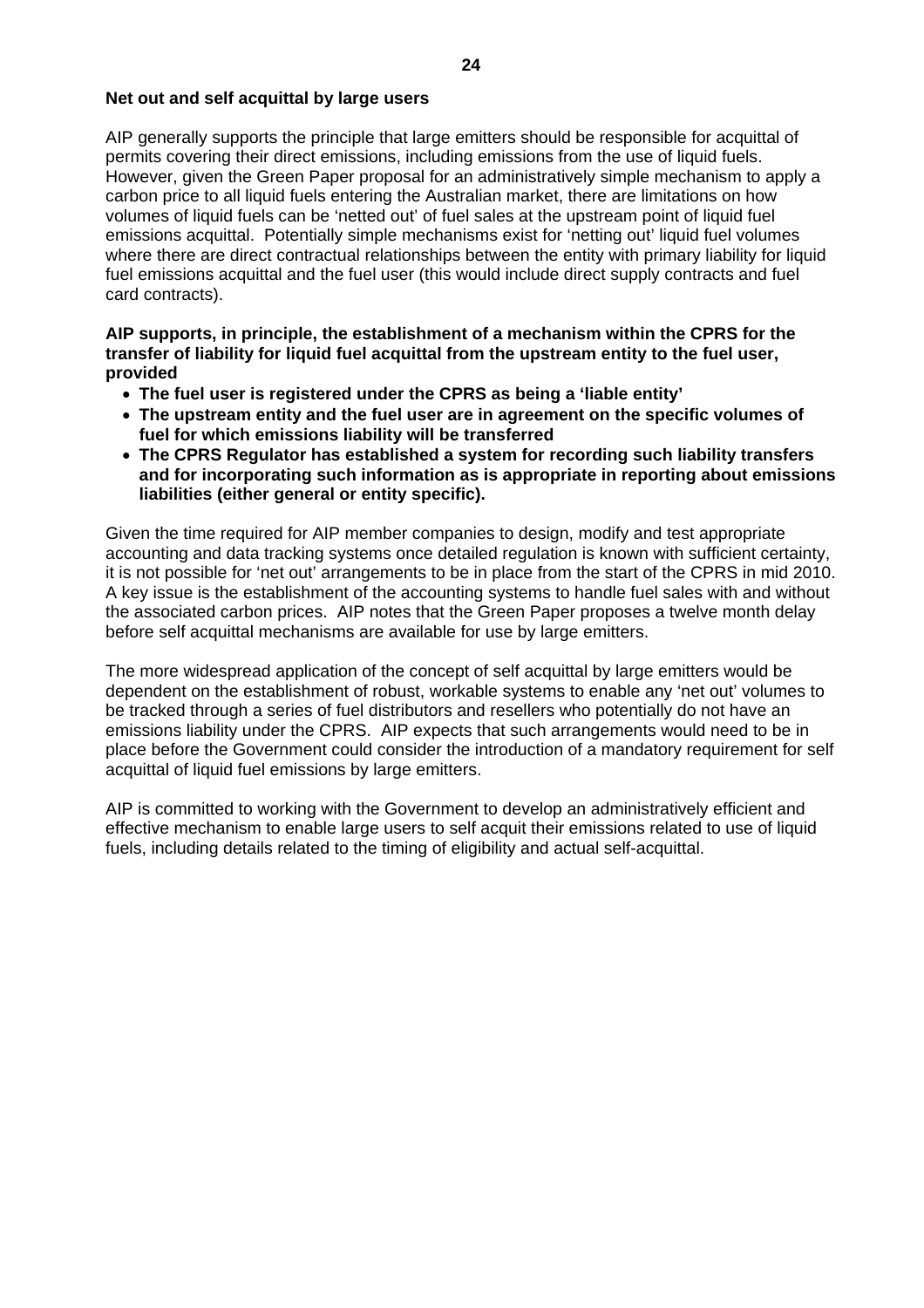**Net out and self acquittal by large users**

AIP generally supports the principle that large emitters should be responsible for acquittal of permits covering their direct emissions, including emissions from the use of liquid fuels. However, given the Green Paper proposal for an administratively simple mechanism to apply a carbon price to all liquid fuels entering the Australian market, there are limitations on how volumes of liquid fuels can be 'netted out' of fuel sales at the upstream point of liquid fuel emissions acquittal. Potentially simple mechanisms exist for 'netting out' liquid fuel volumes where there are direct contractual relationships between the entity with primary liability for liquid fuel emissions acquittal and the fuel user (this would include direct supply contracts and fuel card contracts).

**AIP supports, in principle, the establishment of a mechanism within the CPRS for the transfer of liability for liquid fuel acquittal from the upstream entity to the fuel user, provided**

- **The fuel user is registered under the CPRS as being a 'liable entity'**
- **The upstream entity and the fuel user are in agreement on the specific volumes of fuel for which emissions liability will be transferred**
- **The CPRS Regulator has established a system for recording such liability transfers and for incorporating such information as is appropriate in reporting about emissions liabilities (either general or entity specific).**

Given the time required for AIP member companies to design, modify and test appropriate accounting and data tracking systems once detailed regulation is known with sufficient certainty, it is not possible for 'net out' arrangements to be in place from the start of the CPRS in mid 2010. A key issue is the establishment of the accounting systems to handle fuel sales with and without the associated carbon prices. AIP notes that the Green Paper proposes a twelve month delay before self acquittal mechanisms are available for use by large emitters.

The more widespread application of the concept of self acquittal by large emitters would be dependent on the establishment of robust, workable systems to enable any 'net out' volumes to be tracked through a series of fuel distributors and resellers who potentially do not have an emissions liability under the CPRS. AIP expects that such arrangements would need to be in place before the Government could consider the introduction of a mandatory requirement for self acquittal of liquid fuel emissions by large emitters.

AIP is committed to working with the Government to develop an administratively efficient and effective mechanism to enable large users to self acquit their emissions related to use of liquid fuels, including details related to the timing of eligibility and actual self-acquittal.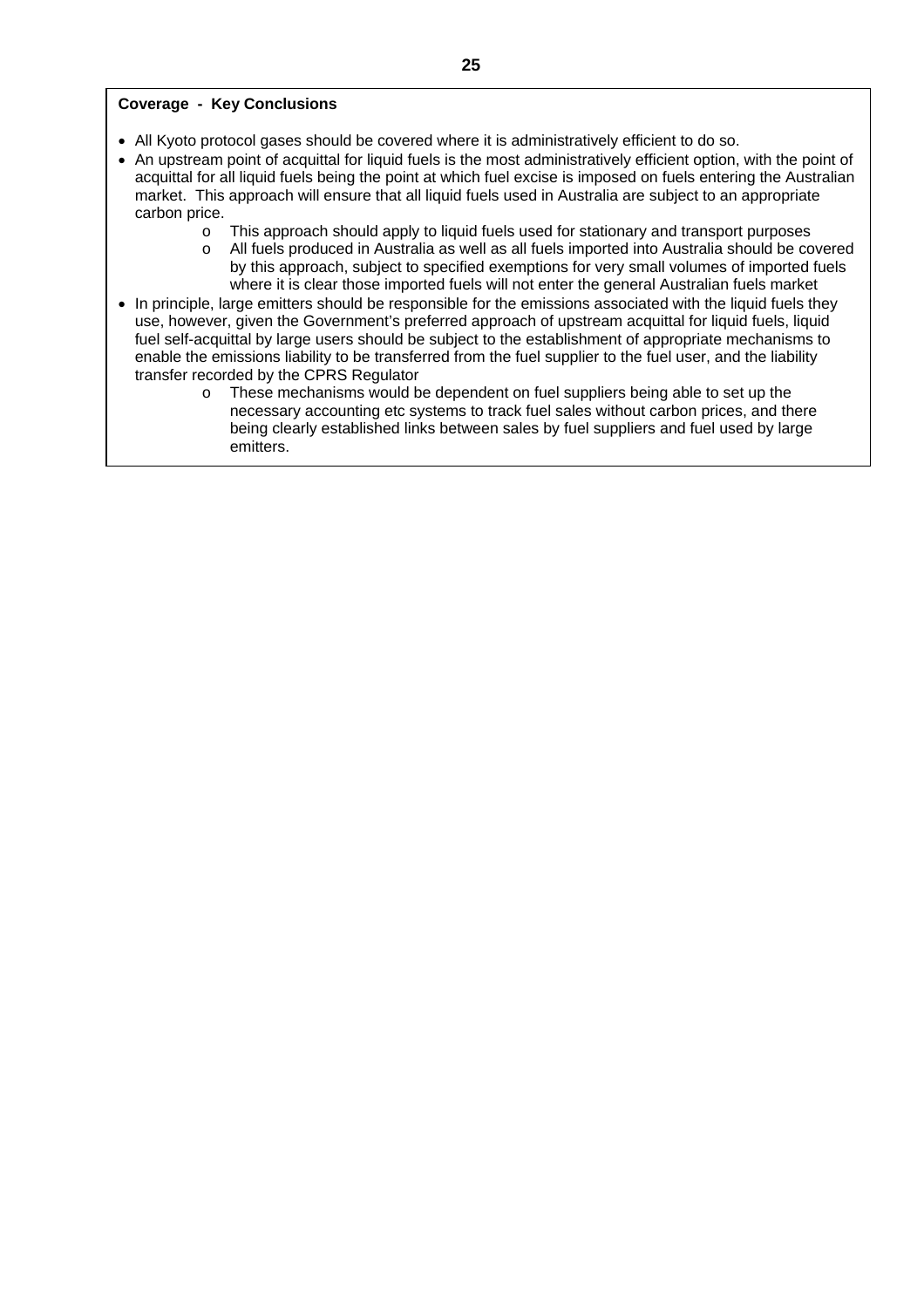**Coverage - Key Conclusions**

- All Kyoto protocol gases should be covered where it is administratively efficient to do so.
- An upstream point of acquittal for liquid fuels is the most administratively efficient option, with the point of acquittal for all liquid fuels being the point at which fuel excise is imposed on fuels entering the Australian market. This approach will ensure that all liquid fuels used in Australia are subject to an appropriate carbon price.
  - This approach should apply to liquid fuels used for stationary and transport purposes
  - All fuels produced in Australia as well as all fuels imported into Australia should be covered by this approach, subject to specified exemptions for very small volumes of imported fuels where it is clear those imported fuels will not enter the general Australian fuels market
- In principle, large emitters should be responsible for the emissions associated with the liquid fuels they use, however, given the Government's preferred approach of upstream acquittal for liquid fuels, liquid fuel self-acquittal by large users should be subject to the establishment of appropriate mechanisms to enable the emissions liability to be transferred from the fuel supplier to the fuel user, and the liability transfer recorded by the CPRS Regulator
  - These mechanisms would be dependent on fuel suppliers being able to set up the necessary accounting etc systems to track fuel sales without carbon prices, and there being clearly established links between sales by fuel suppliers and fuel used by large emitters.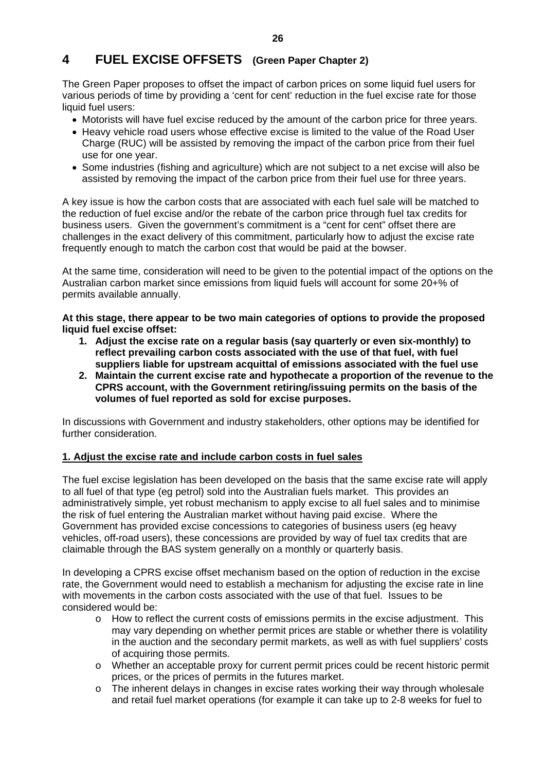# 4 FUEL EXCISE OFFSETS (Green Paper Chapter 2)

The Green Paper proposes to offset the impact of carbon prices on some liquid fuel users for various periods of time by providing a 'cent for cent' reduction in the fuel excise rate for those liquid fuel users:

- Motorists will have fuel excise reduced by the amount of the carbon price for three years.
- Heavy vehicle road users whose effective excise is limited to the value of the Road User Charge (RUC) will be assisted by removing the impact of the carbon price from their fuel use for one year.
- Some industries (fishing and agriculture) which are not subject to a net excise will also be assisted by removing the impact of the carbon price from their fuel use for three years.

A key issue is how the carbon costs that are associated with each fuel sale will be matched to the reduction of fuel excise and/or the rebate of the carbon price through fuel tax credits for business users. Given the government's commitment is a "cent for cent" offset there are challenges in the exact delivery of this commitment, particularly how to adjust the excise rate frequently enough to match the carbon cost that would be paid at the bowser.

At the same time, consideration will need to be given to the potential impact of the options on the Australian carbon market since emissions from liquid fuels will account for some 20+% of permits available annually.

**At this stage, there appear to be two main categories of options to provide the proposed liquid fuel excise offset:**

1. **Adjust the excise rate on a regular basis (say quarterly or even six-monthly) to reflect prevailing carbon costs associated with the use of that fuel, with fuel suppliers liable for upstream acquittal of emissions associated with the fuel use**
2. **Maintain the current excise rate and hypothecate a proportion of the revenue to the CPRS account, with the Government retiring/issuing permits on the basis of the volumes of fuel reported as sold for excise purposes.**

In discussions with Government and industry stakeholders, other options may be identified for further consideration.

**1. Adjust the excise rate and include carbon costs in fuel sales**

The fuel excise legislation has been developed on the basis that the same excise rate will apply to all fuel of that type (eg petrol) sold into the Australian fuels market. This provides an administratively simple, yet robust mechanism to apply excise to all fuel sales and to minimise the risk of fuel entering the Australian market without having paid excise. Where the Government has provided excise concessions to categories of business users (eg heavy vehicles, off-road users), these concessions are provided by way of fuel tax credits that are claimable through the BAS system generally on a monthly or quarterly basis.

In developing a CPRS excise offset mechanism based on the option of reduction in the excise rate, the Government would need to establish a mechanism for adjusting the excise rate in line with movements in the carbon costs associated with the use of that fuel. Issues to be considered would be:

- How to reflect the current costs of emissions permits in the excise adjustment. This may vary depending on whether permit prices are stable or whether there is volatility in the auction and the secondary permit markets, as well as with fuel suppliers' costs of acquiring those permits.
- Whether an acceptable proxy for current permit prices could be recent historic permit prices, or the prices of permits in the futures market.
- The inherent delays in changes in excise rates working their way through wholesale and retail fuel market operations (for example it can take up to 2-8 weeks for fuel to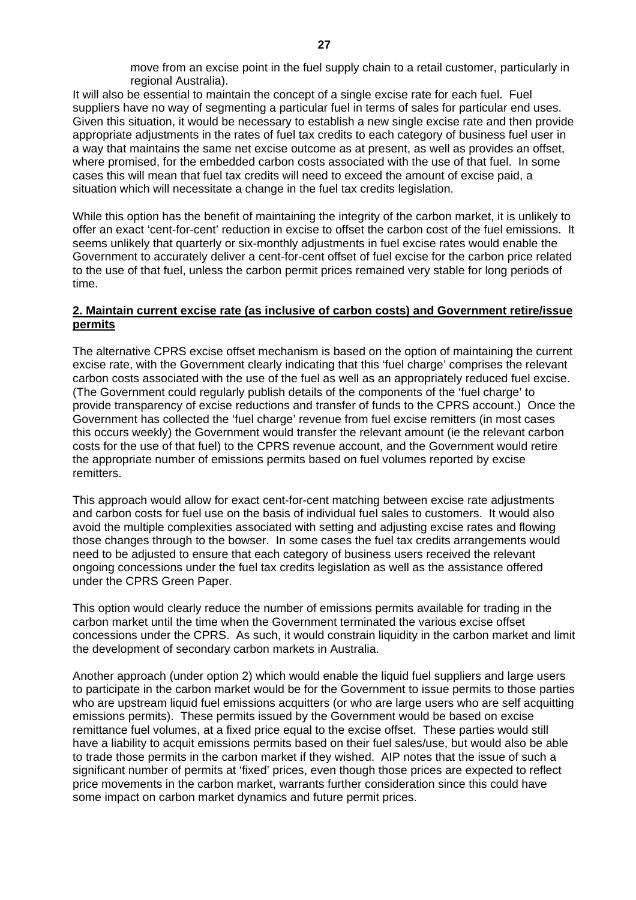move from an excise point in the fuel supply chain to a retail customer, particularly in regional Australia).

It will also be essential to maintain the concept of a single excise rate for each fuel. Fuel suppliers have no way of segmenting a particular fuel in terms of sales for particular end uses. Given this situation, it would be necessary to establish a new single excise rate and then provide appropriate adjustments in the rates of fuel tax credits to each category of business fuel user in a way that maintains the same net excise outcome as at present, as well as provides an offset, where promised, for the embedded carbon costs associated with the use of that fuel. In some cases this will mean that fuel tax credits will need to exceed the amount of excise paid, a situation which will necessitate a change in the fuel tax credits legislation.

While this option has the benefit of maintaining the integrity of the carbon market, it is unlikely to offer an exact 'cent-for-cent' reduction in excise to offset the carbon cost of the fuel emissions. It seems unlikely that quarterly or six-monthly adjustments in fuel excise rates would enable the Government to accurately deliver a cent-for-cent offset of fuel excise for the carbon price related to the use of that fuel, unless the carbon permit prices remained very stable for long periods of time.

**2. Maintain current excise rate (as inclusive of carbon costs) and Government retire/issue permits**

The alternative CPRS excise offset mechanism is based on the option of maintaining the current excise rate, with the Government clearly indicating that this 'fuel charge' comprises the relevant carbon costs associated with the use of the fuel as well as an appropriately reduced fuel excise. (The Government could regularly publish details of the components of the 'fuel charge' to provide transparency of excise reductions and transfer of funds to the CPRS account.) Once the Government has collected the 'fuel charge' revenue from fuel excise remitters (in most cases this occurs weekly) the Government would transfer the relevant amount (ie the relevant carbon costs for the use of that fuel) to the CPRS revenue account, and the Government would retire the appropriate number of emissions permits based on fuel volumes reported by excise remitters.

This approach would allow for exact cent-for-cent matching between excise rate adjustments and carbon costs for fuel use on the basis of individual fuel sales to customers. It would also avoid the multiple complexities associated with setting and adjusting excise rates and flowing those changes through to the bowser. In some cases the fuel tax credits arrangements would need to be adjusted to ensure that each category of business users received the relevant ongoing concessions under the fuel tax credits legislation as well as the assistance offered under the CPRS Green Paper.

This option would clearly reduce the number of emissions permits available for trading in the carbon market until the time when the Government terminated the various excise offset concessions under the CPRS. As such, it would constrain liquidity in the carbon market and limit the development of secondary carbon markets in Australia.

Another approach (under option 2) which would enable the liquid fuel suppliers and large users to participate in the carbon market would be for the Government to issue permits to those parties who are upstream liquid fuel emissions acquitters (or who are large users who are self acquitting emissions permits). These permits issued by the Government would be based on excise remittance fuel volumes, at a fixed price equal to the excise offset. These parties would still have a liability to acquit emissions permits based on their fuel sales/use, but would also be able to trade those permits in the carbon market if they wished. AIP notes that the issue of such a significant number of permits at 'fixed' prices, even though those prices are expected to reflect price movements in the carbon market, warrants further consideration since this could have some impact on carbon market dynamics and future permit prices.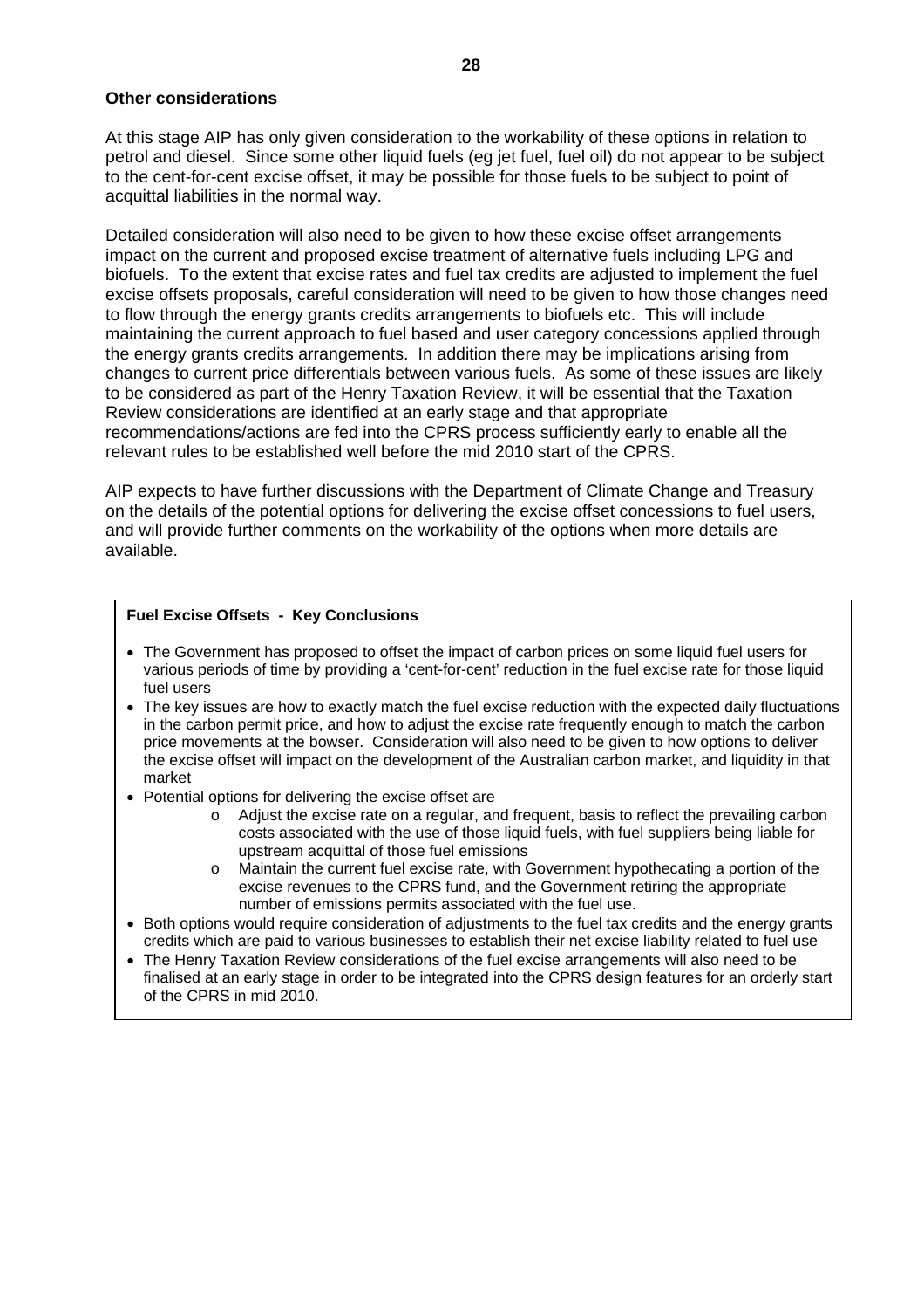**Other considerations**

At this stage AIP has only given consideration to the workability of these options in relation to petrol and diesel. Since some other liquid fuels (eg jet fuel, fuel oil) do not appear to be subject to the cent-for-cent excise offset, it may be possible for those fuels to be subject to point of acquittal liabilities in the normal way.

Detailed consideration will also need to be given to how these excise offset arrangements impact on the current and proposed excise treatment of alternative fuels including LPG and biofuels. To the extent that excise rates and fuel tax credits are adjusted to implement the fuel excise offsets proposals, careful consideration will need to be given to how those changes need to flow through the energy grants credits arrangements to biofuels etc. This will include maintaining the current approach to fuel based and user category concessions applied through the energy grants credits arrangements. In addition there may be implications arising from changes to current price differentials between various fuels. As some of these issues are likely to be considered as part of the Henry Taxation Review, it will be essential that the Taxation Review considerations are identified at an early stage and that appropriate recommendations/actions are fed into the CPRS process sufficiently early to enable all the relevant rules to be established well before the mid 2010 start of the CPRS.

AIP expects to have further discussions with the Department of Climate Change and Treasury on the details of the potential options for delivering the excise offset concessions to fuel users, and will provide further comments on the workability of the options when more details are available.

**Fuel Excise Offsets - Key Conclusions**

- The Government has proposed to offset the impact of carbon prices on some liquid fuel users for various periods of time by providing a 'cent-for-cent' reduction in the fuel excise rate for those liquid fuel users
- The key issues are how to exactly match the fuel excise reduction with the expected daily fluctuations in the carbon permit price, and how to adjust the excise rate frequently enough to match the carbon price movements at the bowser. Consideration will also need to be given to how options to deliver the excise offset will impact on the development of the Australian carbon market, and liquidity in that market
- Potential options for delivering the excise offset are
  - Adjust the excise rate on a regular, and frequent, basis to reflect the prevailing carbon costs associated with the use of those liquid fuels, with fuel suppliers being liable for upstream acquittal of those fuel emissions
  - Maintain the current fuel excise rate, with Government hypothecating a portion of the excise revenues to the CPRS fund, and the Government retiring the appropriate number of emissions permits associated with the fuel use.
- Both options would require consideration of adjustments to the fuel tax credits and the energy grants credits which are paid to various businesses to establish their net excise liability related to fuel use
- The Henry Taxation Review considerations of the fuel excise arrangements will also need to be finalised at an early stage in order to be integrated into the CPRS design features for an orderly start of the CPRS in mid 2010.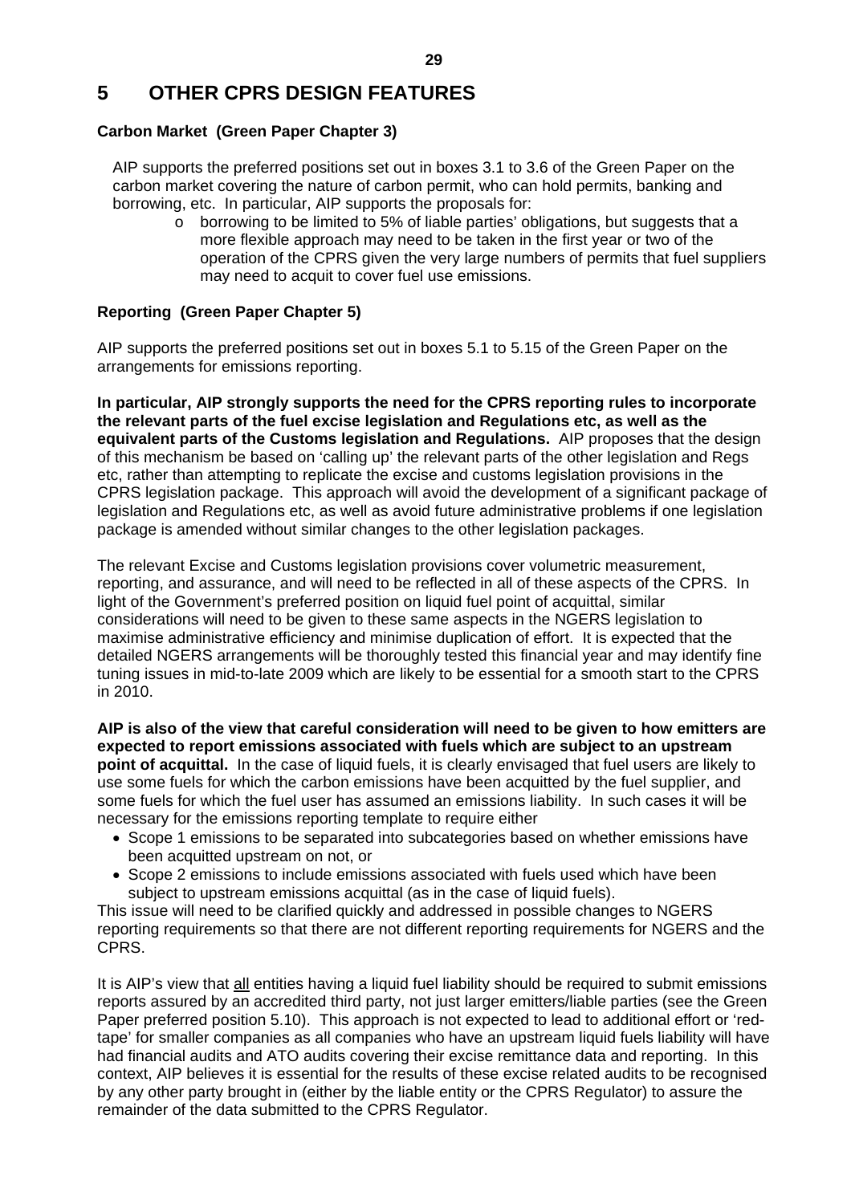# 5 OTHER CPRS DESIGN FEATURES

**Carbon Market (Green Paper Chapter 3)**

AIP supports the preferred positions set out in boxes 3.1 to 3.6 of the Green Paper on the carbon market covering the nature of carbon permit, who can hold permits, banking and borrowing, etc. In particular, AIP supports the proposals for:

- borrowing to be limited to 5% of liable parties' obligations, but suggests that a more flexible approach may need to be taken in the first year or two of the operation of the CPRS given the very large numbers of permits that fuel suppliers may need to acquit to cover fuel use emissions.

**Reporting (Green Paper Chapter 5)**

AIP supports the preferred positions set out in boxes 5.1 to 5.15 of the Green Paper on the arrangements for emissions reporting.

**In particular, AIP strongly supports the need for the CPRS reporting rules to incorporate the relevant parts of the fuel excise legislation and Regulations etc, as well as the equivalent parts of the Customs legislation and Regulations.** AIP proposes that the design of this mechanism be based on 'calling up' the relevant parts of the other legislation and Regs etc, rather than attempting to replicate the excise and customs legislation provisions in the CPRS legislation package. This approach will avoid the development of a significant package of legislation and Regulations etc, as well as avoid future administrative problems if one legislation package is amended without similar changes to the other legislation packages.

The relevant Excise and Customs legislation provisions cover volumetric measurement, reporting, and assurance, and will need to be reflected in all of these aspects of the CPRS. In light of the Government's preferred position on liquid fuel point of acquittal, similar considerations will need to be given to these same aspects in the NGERS legislation to maximise administrative efficiency and minimise duplication of effort. It is expected that the detailed NGERS arrangements will be thoroughly tested this financial year and may identify fine tuning issues in mid-to-late 2009 which are likely to be essential for a smooth start to the CPRS in 2010.

**AIP is also of the view that careful consideration will need to be given to how emitters are expected to report emissions associated with fuels which are subject to an upstream point of acquittal.** In the case of liquid fuels, it is clearly envisaged that fuel users are likely to use some fuels for which the carbon emissions have been acquitted by the fuel supplier, and some fuels for which the fuel user has assumed an emissions liability. In such cases it will be necessary for the emissions reporting template to require either

- Scope 1 emissions to be separated into subcategories based on whether emissions have been acquitted upstream on not, or
- Scope 2 emissions to include emissions associated with fuels used which have been subject to upstream emissions acquittal (as in the case of liquid fuels).

This issue will need to be clarified quickly and addressed in possible changes to NGERS reporting requirements so that there are not different reporting requirements for NGERS and the CPRS.

It is AIP's view that <u>all</u> entities having a liquid fuel liability should be required to submit emissions reports assured by an accredited third party, not just larger emitters/liable parties (see the Green Paper preferred position 5.10). This approach is not expected to lead to additional effort or 'red-tape' for smaller companies as all companies who have an upstream liquid fuels liability will have had financial audits and ATO audits covering their excise remittance data and reporting. In this context, AIP believes it is essential for the results of these excise related audits to be recognised by any other party brought in (either by the liable entity or the CPRS Regulator) to assure the remainder of the data submitted to the CPRS Regulator.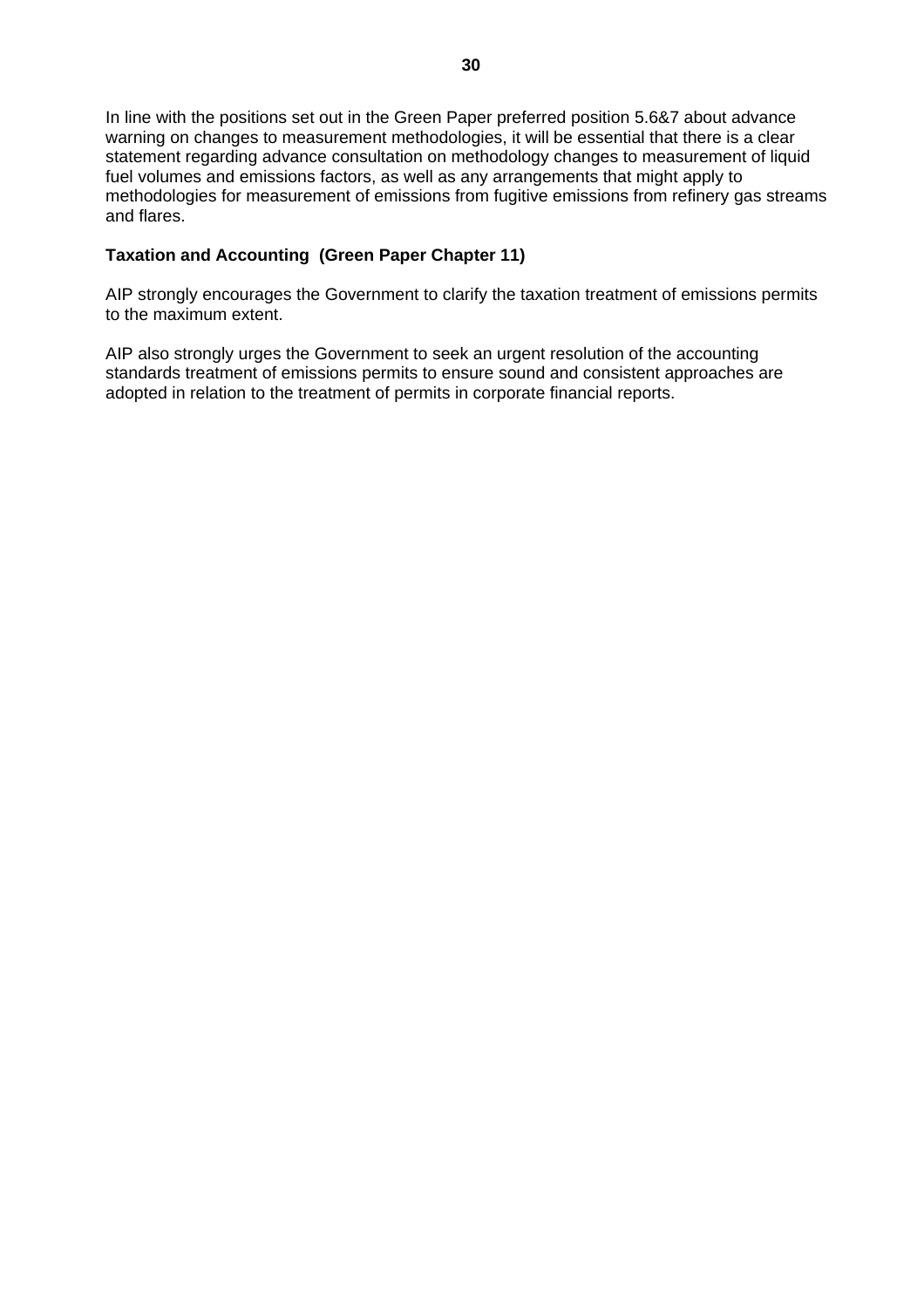In line with the positions set out in the Green Paper preferred position 5.6&7 about advance warning on changes to measurement methodologies, it will be essential that there is a clear statement regarding advance consultation on methodology changes to measurement of liquid fuel volumes and emissions factors, as well as any arrangements that might apply to methodologies for measurement of emissions from fugitive emissions from refinery gas streams and flares.

**Taxation and Accounting (Green Paper Chapter 11)**

AIP strongly encourages the Government to clarify the taxation treatment of emissions permits to the maximum extent.

AIP also strongly urges the Government to seek an urgent resolution of the accounting standards treatment of emissions permits to ensure sound and consistent approaches are adopted in relation to the treatment of permits in corporate financial reports.